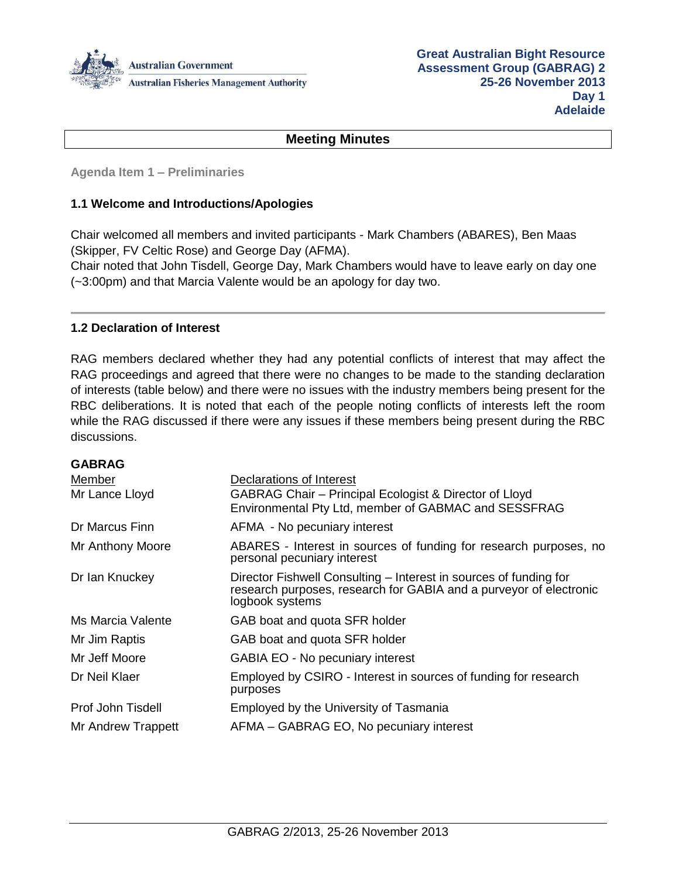Great Australian Bight Resource Assessment Group (GABRAG) 2
25-26 November 2013
Day 1
Adelaide

## Meeting Minutes

### Agenda Item 1 – Preliminaries

#### 1.1 Welcome and Introductions/Apologies

Chair welcomed all members and invited participants - Mark Chambers (ABARES), Ben Maas (Skipper, FV Celtic Rose) and George Day (AFMA).
Chair noted that John Tisdell, George Day, Mark Chambers would have to leave early on day one (~3:00pm) and that Marcia Valente would be an apology for day two.

#### 1.2 Declaration of Interest

RAG members declared whether they had any potential conflicts of interest that may affect the RAG proceedings and agreed that there were no changes to be made to the standing declaration of interests (table below) and there were no issues with the industry members being present for the RBC deliberations. It is noted that each of the people noting conflicts of interests left the room while the RAG discussed if there were any issues if these members being present during the RBC discussions.

**GABRAG**

| Member | Declarations of Interest |
|---|---|
| Mr Lance Lloyd | GABRAG Chair – Principal Ecologist & Director of Lloyd Environmental Pty Ltd, member of GABMAC and SESSFRAG |
| Dr Marcus Finn | AFMA - No pecuniary interest |
| Mr Anthony Moore | ABARES - Interest in sources of funding for research purposes, no personal pecuniary interest |
| Dr Ian Knuckey | Director Fishwell Consulting – Interest in sources of funding for research purposes, research for GABIA and a purveyor of electronic logbook systems |
| Ms Marcia Valente | GAB boat and quota SFR holder |
| Mr Jim Raptis | GAB boat and quota SFR holder |
| Mr Jeff Moore | GABIA EO - No pecuniary interest |
| Dr Neil Klaer | Employed by CSIRO - Interest in sources of funding for research purposes |
| Prof John Tisdell | Employed by the University of Tasmania |
| Mr Andrew Trappett | AFMA – GABRAG EO, No pecuniary interest |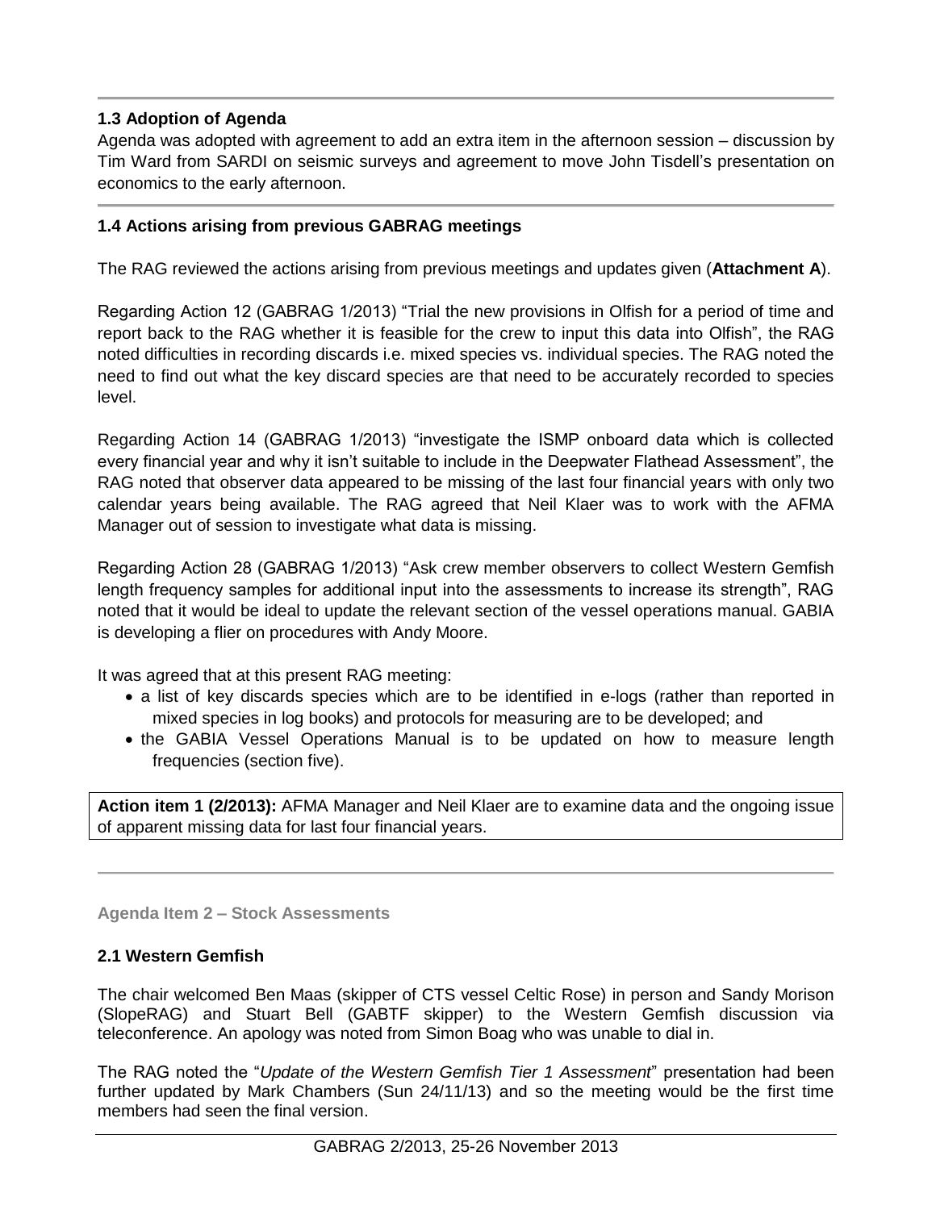### 1.3 Adoption of Agenda

Agenda was adopted with agreement to add an extra item in the afternoon session – discussion by Tim Ward from SARDI on seismic surveys and agreement to move John Tisdell's presentation on economics to the early afternoon.

### 1.4 Actions arising from previous GABRAG meetings

The RAG reviewed the actions arising from previous meetings and updates given (**Attachment A**).

Regarding Action 12 (GABRAG 1/2013) "Trial the new provisions in Olfish for a period of time and report back to the RAG whether it is feasible for the crew to input this data into Olfish", the RAG noted difficulties in recording discards i.e. mixed species vs. individual species. The RAG noted the need to find out what the key discard species are that need to be accurately recorded to species level.

Regarding Action 14 (GABRAG 1/2013) "investigate the ISMP onboard data which is collected every financial year and why it isn't suitable to include in the Deepwater Flathead Assessment", the RAG noted that observer data appeared to be missing of the last four financial years with only two calendar years being available. The RAG agreed that Neil Klaer was to work with the AFMA Manager out of session to investigate what data is missing.

Regarding Action 28 (GABRAG 1/2013) "Ask crew member observers to collect Western Gemfish length frequency samples for additional input into the assessments to increase its strength", RAG noted that it would be ideal to update the relevant section of the vessel operations manual. GABIA is developing a flier on procedures with Andy Moore.

It was agreed that at this present RAG meeting:

- a list of key discards species which are to be identified in e-logs (rather than reported in mixed species in log books) and protocols for measuring are to be developed; and
- the GABIA Vessel Operations Manual is to be updated on how to measure length frequencies (section five).

**Action item 1 (2/2013):** AFMA Manager and Neil Klaer are to examine data and the ongoing issue of apparent missing data for last four financial years.

## Agenda Item 2 – Stock Assessments

### 2.1 Western Gemfish

The chair welcomed Ben Maas (skipper of CTS vessel Celtic Rose) in person and Sandy Morison (SlopeRAG) and Stuart Bell (GABTF skipper) to the Western Gemfish discussion via teleconference. An apology was noted from Simon Boag who was unable to dial in.

The RAG noted the "*Update of the Western Gemfish Tier 1 Assessment*" presentation had been further updated by Mark Chambers (Sun 24/11/13) and so the meeting would be the first time members had seen the final version.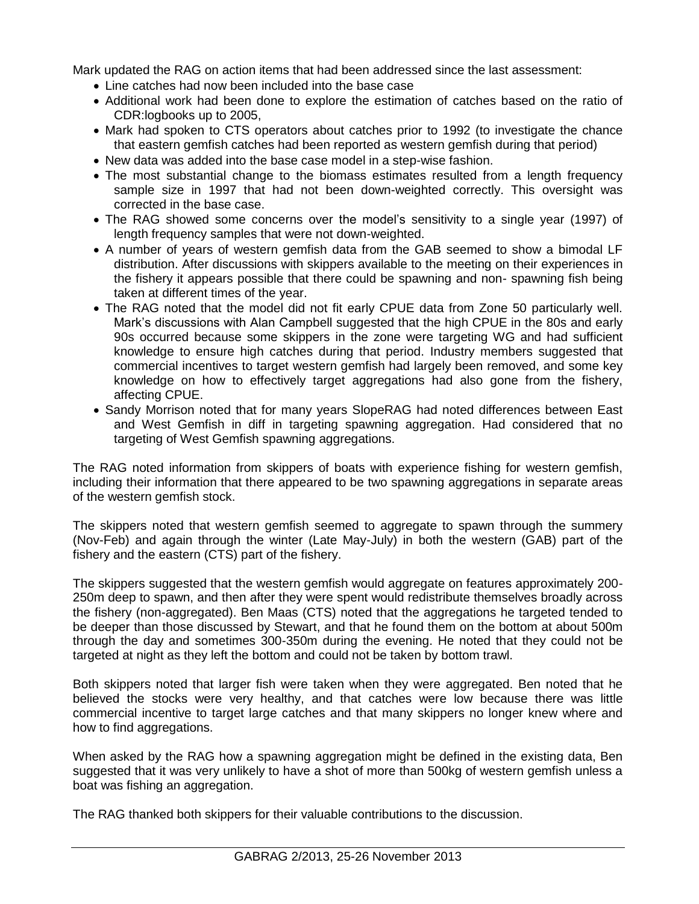Mark updated the RAG on action items that had been addressed since the last assessment:

- Line catches had now been included into the base case
- Additional work had been done to explore the estimation of catches based on the ratio of CDR:logbooks up to 2005,
- Mark had spoken to CTS operators about catches prior to 1992 (to investigate the chance that eastern gemfish catches had been reported as western gemfish during that period)
- New data was added into the base case model in a step-wise fashion.
- The most substantial change to the biomass estimates resulted from a length frequency sample size in 1997 that had not been down-weighted correctly. This oversight was corrected in the base case.
- The RAG showed some concerns over the model's sensitivity to a single year (1997) of length frequency samples that were not down-weighted.
- A number of years of western gemfish data from the GAB seemed to show a bimodal LF distribution. After discussions with skippers available to the meeting on their experiences in the fishery it appears possible that there could be spawning and non- spawning fish being taken at different times of the year.
- The RAG noted that the model did not fit early CPUE data from Zone 50 particularly well. Mark's discussions with Alan Campbell suggested that the high CPUE in the 80s and early 90s occurred because some skippers in the zone were targeting WG and had sufficient knowledge to ensure high catches during that period. Industry members suggested that commercial incentives to target western gemfish had largely been removed, and some key knowledge on how to effectively target aggregations had also gone from the fishery, affecting CPUE.
- Sandy Morrison noted that for many years SlopeRAG had noted differences between East and West Gemfish in diff in targeting spawning aggregation. Had considered that no targeting of West Gemfish spawning aggregations.

The RAG noted information from skippers of boats with experience fishing for western gemfish, including their information that there appeared to be two spawning aggregations in separate areas of the western gemfish stock.

The skippers noted that western gemfish seemed to aggregate to spawn through the summery (Nov-Feb) and again through the winter (Late May-July) in both the western (GAB) part of the fishery and the eastern (CTS) part of the fishery.

The skippers suggested that the western gemfish would aggregate on features approximately 200-250m deep to spawn, and then after they were spent would redistribute themselves broadly across the fishery (non-aggregated). Ben Maas (CTS) noted that the aggregations he targeted tended to be deeper than those discussed by Stewart, and that he found them on the bottom at about 500m through the day and sometimes 300-350m during the evening. He noted that they could not be targeted at night as they left the bottom and could not be taken by bottom trawl.

Both skippers noted that larger fish were taken when they were aggregated. Ben noted that he believed the stocks were very healthy, and that catches were low because there was little commercial incentive to target large catches and that many skippers no longer knew where and how to find aggregations.

When asked by the RAG how a spawning aggregation might be defined in the existing data, Ben suggested that it was very unlikely to have a shot of more than 500kg of western gemfish unless a boat was fishing an aggregation.

The RAG thanked both skippers for their valuable contributions to the discussion.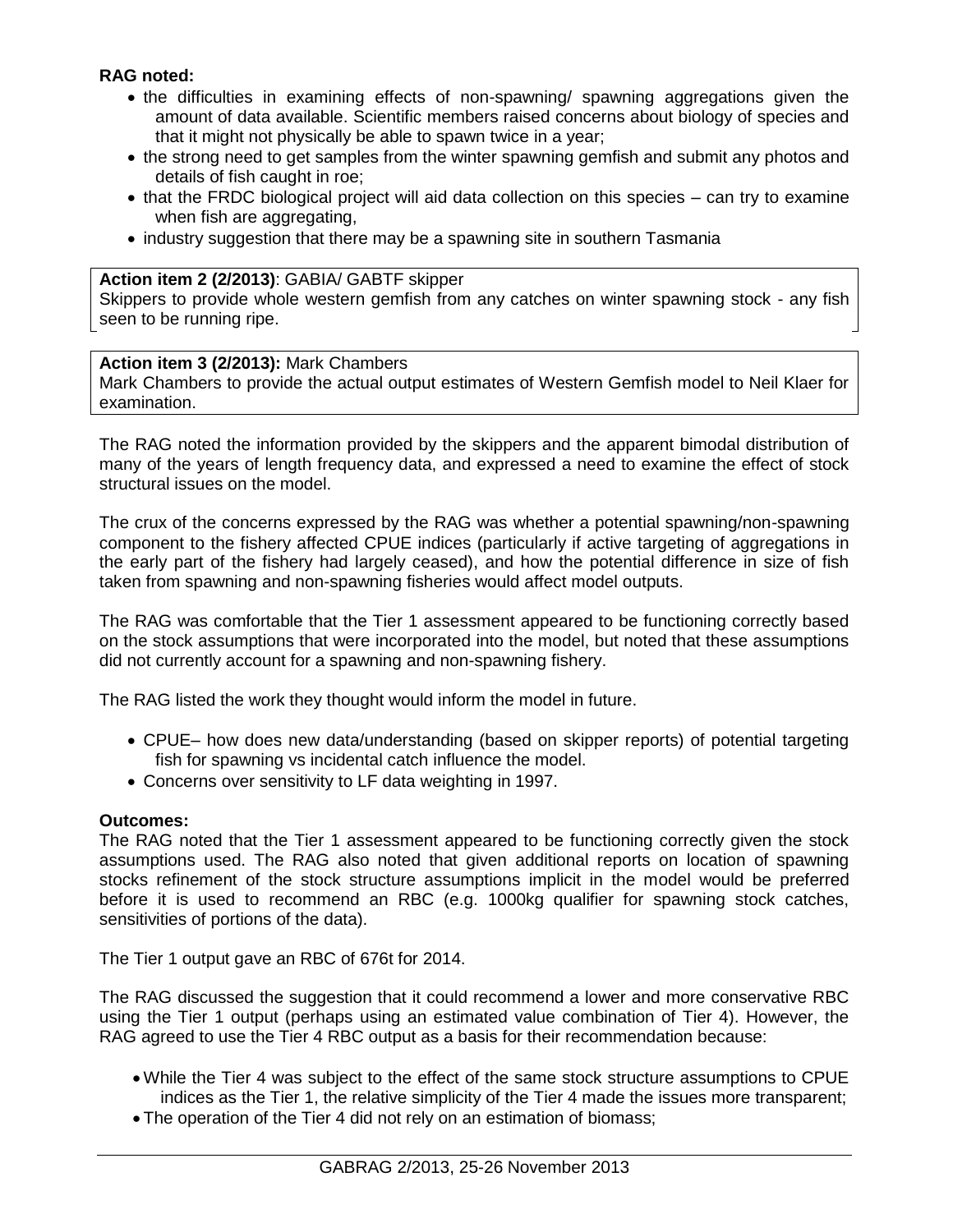**RAG noted:**

- the difficulties in examining effects of non-spawning/ spawning aggregations given the amount of data available. Scientific members raised concerns about biology of species and that it might not physically be able to spawn twice in a year;
- the strong need to get samples from the winter spawning gemfish and submit any photos and details of fish caught in roe;
- that the FRDC biological project will aid data collection on this species – can try to examine when fish are aggregating,
- industry suggestion that there may be a spawning site in southern Tasmania

**Action item 2 (2/2013)**: GABIA/ GABTF skipper
Skippers to provide whole western gemfish from any catches on winter spawning stock - any fish seen to be running ripe.

**Action item 3 (2/2013):** Mark Chambers
Mark Chambers to provide the actual output estimates of Western Gemfish model to Neil Klaer for examination.

The RAG noted the information provided by the skippers and the apparent bimodal distribution of many of the years of length frequency data, and expressed a need to examine the effect of stock structural issues on the model.

The crux of the concerns expressed by the RAG was whether a potential spawning/non-spawning component to the fishery affected CPUE indices (particularly if active targeting of aggregations in the early part of the fishery had largely ceased), and how the potential difference in size of fish taken from spawning and non-spawning fisheries would affect model outputs.

The RAG was comfortable that the Tier 1 assessment appeared to be functioning correctly based on the stock assumptions that were incorporated into the model, but noted that these assumptions did not currently account for a spawning and non-spawning fishery.

The RAG listed the work they thought would inform the model in future.

- CPUE– how does new data/understanding (based on skipper reports) of potential targeting fish for spawning vs incidental catch influence the model.
- Concerns over sensitivity to LF data weighting in 1997.

**Outcomes:**
The RAG noted that the Tier 1 assessment appeared to be functioning correctly given the stock assumptions used. The RAG also noted that given additional reports on location of spawning stocks refinement of the stock structure assumptions implicit in the model would be preferred before it is used to recommend an RBC (e.g. 1000kg qualifier for spawning stock catches, sensitivities of portions of the data).

The Tier 1 output gave an RBC of 676t for 2014.

The RAG discussed the suggestion that it could recommend a lower and more conservative RBC using the Tier 1 output (perhaps using an estimated value combination of Tier 4). However, the RAG agreed to use the Tier 4 RBC output as a basis for their recommendation because:

- While the Tier 4 was subject to the effect of the same stock structure assumptions to CPUE indices as the Tier 1, the relative simplicity of the Tier 4 made the issues more transparent;
- The operation of the Tier 4 did not rely on an estimation of biomass;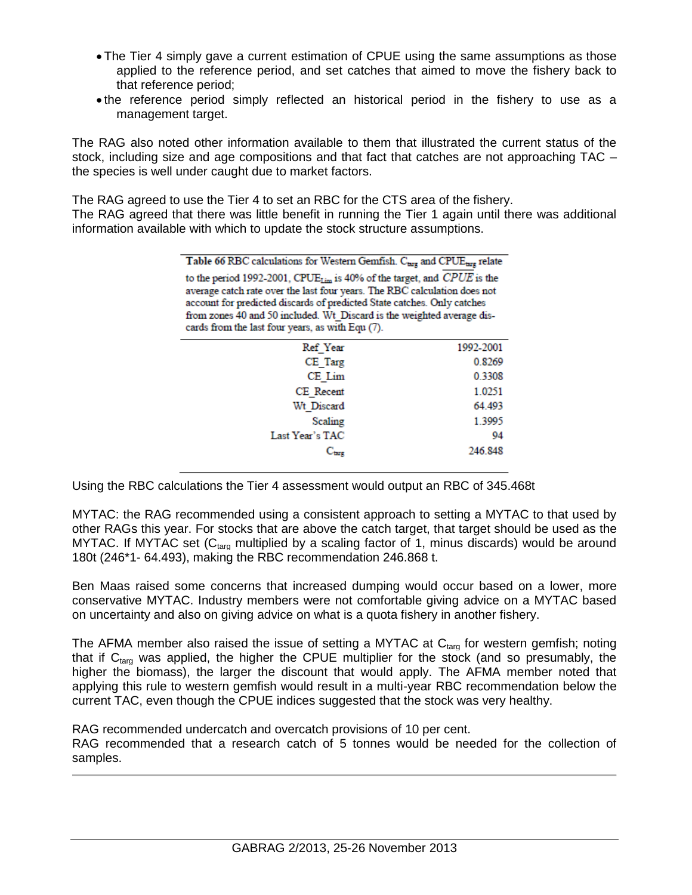- The Tier 4 simply gave a current estimation of CPUE using the same assumptions as those applied to the reference period, and set catches that aimed to move the fishery back to that reference period;
- the reference period simply reflected an historical period in the fishery to use as a management target.

The RAG also noted other information available to them that illustrated the current status of the stock, including size and age compositions and that fact that catches are not approaching TAC – the species is well under caught due to market factors.

The RAG agreed to use the Tier 4 to set an RBC for the CTS area of the fishery.
The RAG agreed that there was little benefit in running the Tier 1 again until there was additional information available with which to update the stock structure assumptions.

Table 66 RBC calculations for Western Gemfish. $C_{targ}$ and $CPUE_{targ}$ relate to the period 1992-2001, $CPUE_{Lim}$ is 40% of the target, and $\overline{CPUE}$ is the average catch rate over the last four years. The RBC calculation does not account for predicted discards of predicted State catches. Only catches from zones 40 and 50 included. Wt_Discard is the weighted average discards from the last four years, as with Equ (7).

| | |
|---|---|
| Ref_Year | 1992-2001 |
| CE_Targ | 0.8269 |
| CE_Lim | 0.3308 |
| CE_Recent | 1.0251 |
| Wt_Discard | 64.493 |
| Scaling | 1.3995 |
| Last Year's TAC | 94 |
| $C_{targ}$ | 246.848 |

Using the RBC calculations the Tier 4 assessment would output an RBC of 345.468t

MYTAC: the RAG recommended using a consistent approach to setting a MYTAC to that used by other RAGs this year. For stocks that are above the catch target, that target should be used as the MYTAC. If MYTAC set ($C_{targ}$ multiplied by a scaling factor of 1, minus discards) would be around 180t (246*1- 64.493), making the RBC recommendation 246.868 t.

Ben Maas raised some concerns that increased dumping would occur based on a lower, more conservative MYTAC. Industry members were not comfortable giving advice on a MYTAC based on uncertainty and also on giving advice on what is a quota fishery in another fishery.

The AFMA member also raised the issue of setting a MYTAC at $C_{targ}$ for western gemfish; noting that if $C_{targ}$ was applied, the higher the CPUE multiplier for the stock (and so presumably, the higher the biomass), the larger the discount that would apply. The AFMA member noted that applying this rule to western gemfish would result in a multi-year RBC recommendation below the current TAC, even though the CPUE indices suggested that the stock was very healthy.

RAG recommended undercatch and overcatch provisions of 10 per cent.
RAG recommended that a research catch of 5 tonnes would be needed for the collection of samples.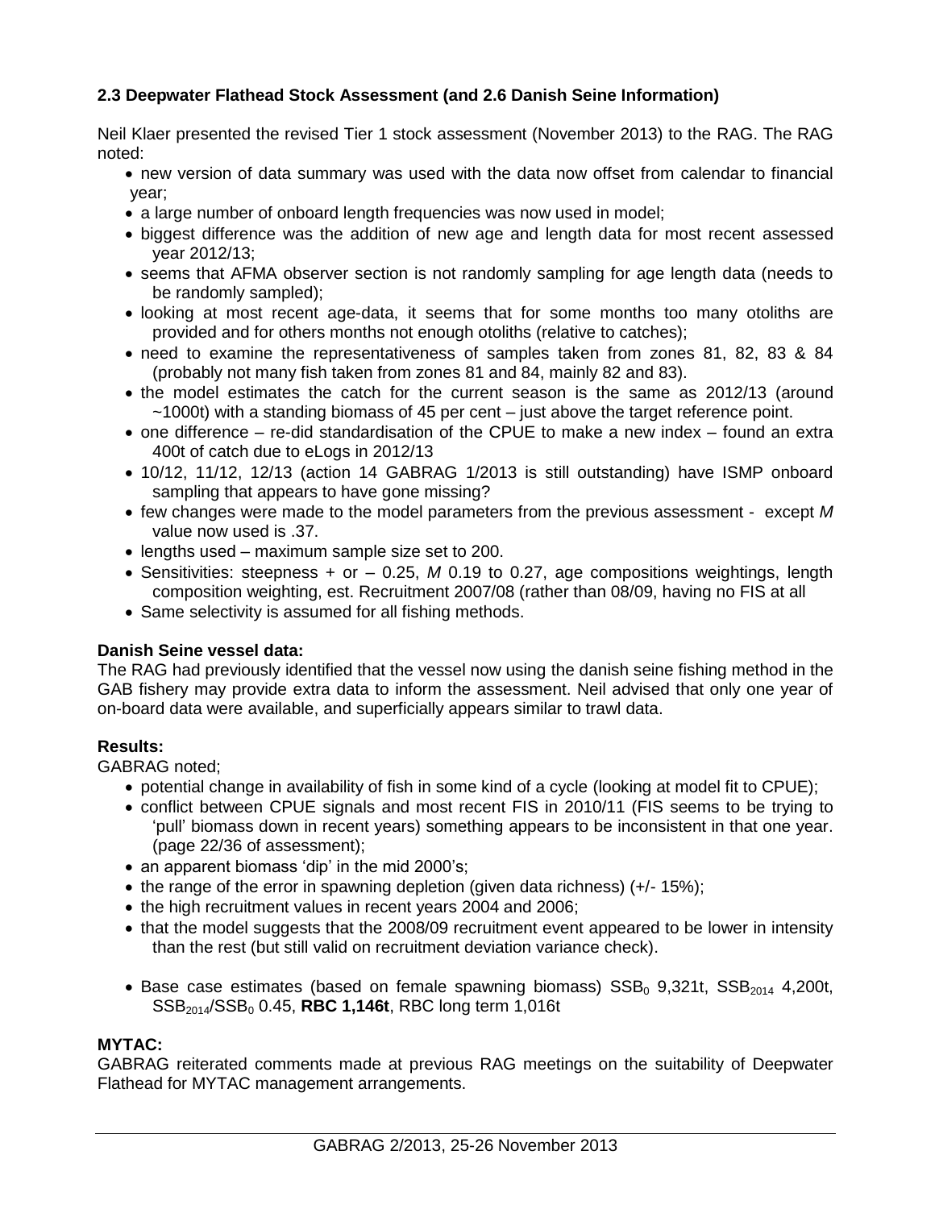### 2.3 Deepwater Flathead Stock Assessment (and 2.6 Danish Seine Information)

Neil Klaer presented the revised Tier 1 stock assessment (November 2013) to the RAG. The RAG noted:

- new version of data summary was used with the data now offset from calendar to financial year;
- a large number of onboard length frequencies was now used in model;
- biggest difference was the addition of new age and length data for most recent assessed year 2012/13;
- seems that AFMA observer section is not randomly sampling for age length data (needs to be randomly sampled);
- looking at most recent age-data, it seems that for some months too many otoliths are provided and for others months not enough otoliths (relative to catches);
- need to examine the representativeness of samples taken from zones 81, 82, 83 & 84 (probably not many fish taken from zones 81 and 84, mainly 82 and 83).
- the model estimates the catch for the current season is the same as 2012/13 (around ~1000t) with a standing biomass of 45 per cent – just above the target reference point.
- one difference – re-did standardisation of the CPUE to make a new index – found an extra 400t of catch due to eLogs in 2012/13
- 10/12, 11/12, 12/13 (action 14 GABRAG 1/2013 is still outstanding) have ISMP onboard sampling that appears to have gone missing?
- few changes were made to the model parameters from the previous assessment - except *M* value now used is .37.
- lengths used – maximum sample size set to 200.
- Sensitivities: steepness + or – 0.25, *M* 0.19 to 0.27, age compositions weightings, length composition weighting, est. Recruitment 2007/08 (rather than 08/09, having no FIS at all
- Same selectivity is assumed for all fishing methods.

**Danish Seine vessel data:**
The RAG had previously identified that the vessel now using the danish seine fishing method in the GAB fishery may provide extra data to inform the assessment. Neil advised that only one year of on-board data were available, and superficially appears similar to trawl data.

**Results:**
GABRAG noted;

- potential change in availability of fish in some kind of a cycle (looking at model fit to CPUE);
- conflict between CPUE signals and most recent FIS in 2010/11 (FIS seems to be trying to 'pull' biomass down in recent years) something appears to be inconsistent in that one year. (page 22/36 of assessment);
- an apparent biomass 'dip' in the mid 2000's;
- the range of the error in spawning depletion (given data richness) (+/- 15%);
- the high recruitment values in recent years 2004 and 2006;
- that the model suggests that the 2008/09 recruitment event appeared to be lower in intensity than the rest (but still valid on recruitment deviation variance check).

- Base case estimates (based on female spawning biomass) $SSB_0$ 9,321t, $SSB_{2014}$ 4,200t, $SSB_{2014}/SSB_0$ 0.45, **RBC 1,146t**, RBC long term 1,016t

**MYTAC:**
GABRAG reiterated comments made at previous RAG meetings on the suitability of Deepwater Flathead for MYTAC management arrangements.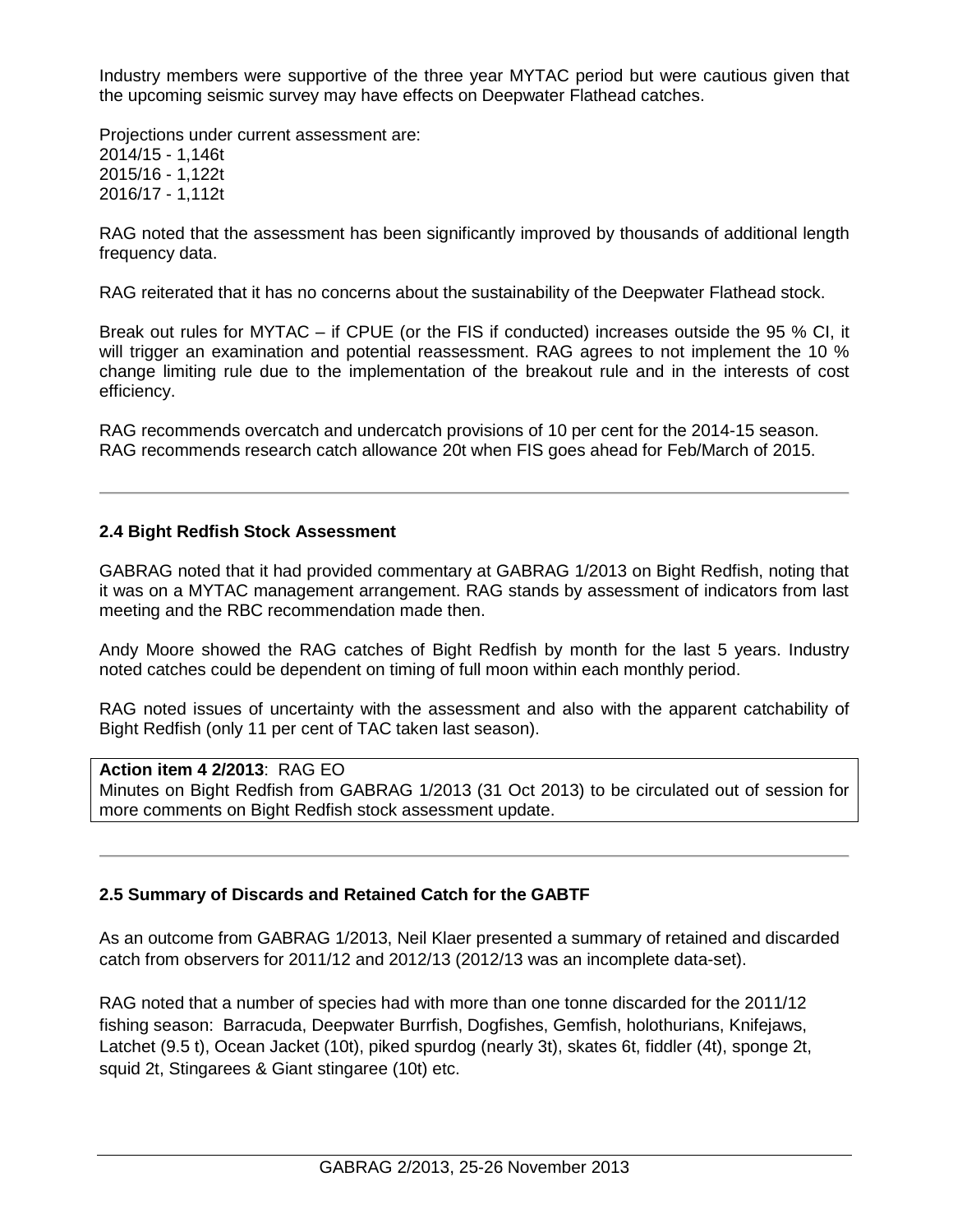Industry members were supportive of the three year MYTAC period but were cautious given that the upcoming seismic survey may have effects on Deepwater Flathead catches.

Projections under current assessment are:
2014/15 - 1,146t
2015/16 - 1,122t
2016/17 - 1,112t

RAG noted that the assessment has been significantly improved by thousands of additional length frequency data.

RAG reiterated that it has no concerns about the sustainability of the Deepwater Flathead stock.

Break out rules for MYTAC – if CPUE (or the FIS if conducted) increases outside the 95 % CI, it will trigger an examination and potential reassessment. RAG agrees to not implement the 10 % change limiting rule due to the implementation of the breakout rule and in the interests of cost efficiency.

RAG recommends overcatch and undercatch provisions of 10 per cent for the 2014-15 season.
RAG recommends research catch allowance 20t when FIS goes ahead for Feb/March of 2015.

---

### 2.4 Bight Redfish Stock Assessment

GABRAG noted that it had provided commentary at GABRAG 1/2013 on Bight Redfish, noting that it was on a MYTAC management arrangement. RAG stands by assessment of indicators from last meeting and the RBC recommendation made then.

Andy Moore showed the RAG catches of Bight Redfish by month for the last 5 years. Industry noted catches could be dependent on timing of full moon within each monthly period.

RAG noted issues of uncertainty with the assessment and also with the apparent catchability of Bight Redfish (only 11 per cent of TAC taken last season).

> **Action item 4 2/2013**: RAG EO
> Minutes on Bight Redfish from GABRAG 1/2013 (31 Oct 2013) to be circulated out of session for more comments on Bight Redfish stock assessment update.

---

### 2.5 Summary of Discards and Retained Catch for the GABTF

As an outcome from GABRAG 1/2013, Neil Klaer presented a summary of retained and discarded catch from observers for 2011/12 and 2012/13 (2012/13 was an incomplete data-set).

RAG noted that a number of species had with more than one tonne discarded for the 2011/12 fishing season: Barracuda, Deepwater Burrfish, Dogfishes, Gemfish, holothurians, Knifejaws, Latchet (9.5 t), Ocean Jacket (10t), piked spurdog (nearly 3t), skates 6t, fiddler (4t), sponge 2t, squid 2t, Stingarees & Giant stingaree (10t) etc.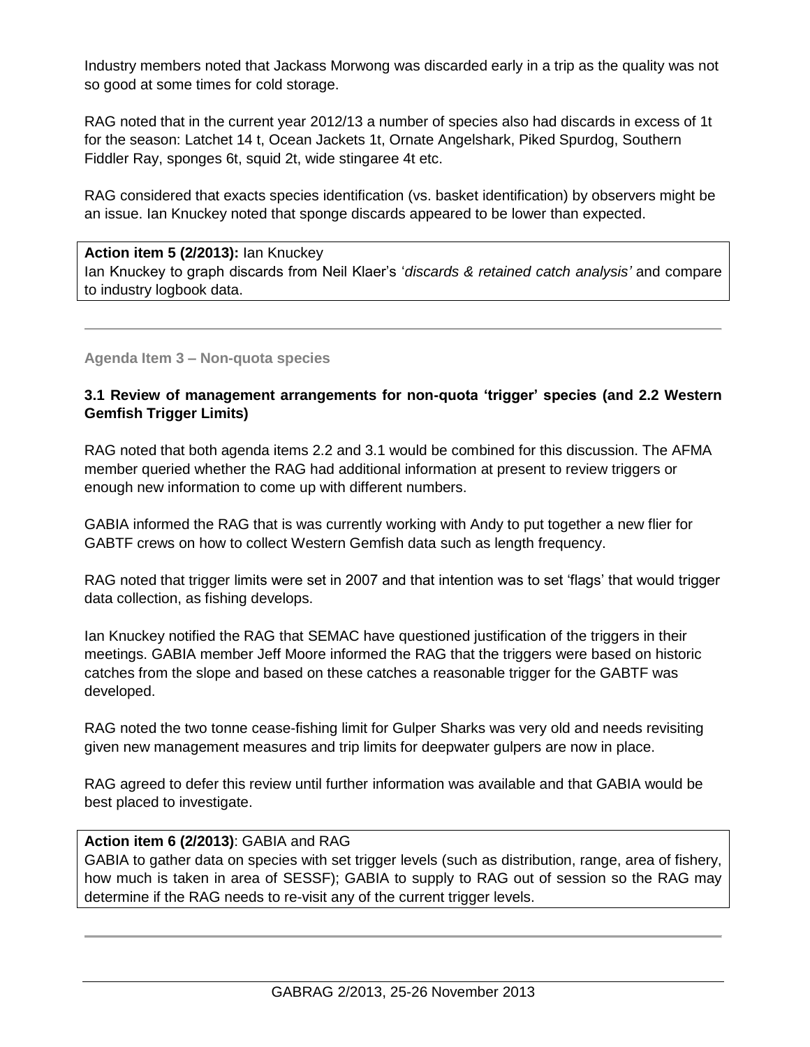Industry members noted that Jackass Morwong was discarded early in a trip as the quality was not so good at some times for cold storage.

RAG noted that in the current year 2012/13 a number of species also had discards in excess of 1t for the season: Latchet 14 t, Ocean Jackets 1t, Ornate Angelshark, Piked Spurdog, Southern Fiddler Ray, sponges 6t, squid 2t, wide stingaree 4t etc.

RAG considered that exacts species identification (vs. basket identification) by observers might be an issue. Ian Knuckey noted that sponge discards appeared to be lower than expected.

**Action item 5 (2/2013):** Ian Knuckey
Ian Knuckey to graph discards from Neil Klaer's '*discards & retained catch analysis'* and compare to industry logbook data.

---

## Agenda Item 3 – Non-quota species

### 3.1 Review of management arrangements for non-quota 'trigger' species (and 2.2 Western Gemfish Trigger Limits)

RAG noted that both agenda items 2.2 and 3.1 would be combined for this discussion. The AFMA member queried whether the RAG had additional information at present to review triggers or enough new information to come up with different numbers.

GABIA informed the RAG that is was currently working with Andy to put together a new flier for GABTF crews on how to collect Western Gemfish data such as length frequency.

RAG noted that trigger limits were set in 2007 and that intention was to set 'flags' that would trigger data collection, as fishing develops.

Ian Knuckey notified the RAG that SEMAC have questioned justification of the triggers in their meetings. GABIA member Jeff Moore informed the RAG that the triggers were based on historic catches from the slope and based on these catches a reasonable trigger for the GABTF was developed.

RAG noted the two tonne cease-fishing limit for Gulper Sharks was very old and needs revisiting given new management measures and trip limits for deepwater gulpers are now in place.

RAG agreed to defer this review until further information was available and that GABIA would be best placed to investigate.

**Action item 6 (2/2013)**: GABIA and RAG
GABIA to gather data on species with set trigger levels (such as distribution, range, area of fishery, how much is taken in area of SESSF); GABIA to supply to RAG out of session so the RAG may determine if the RAG needs to re-visit any of the current trigger levels.

---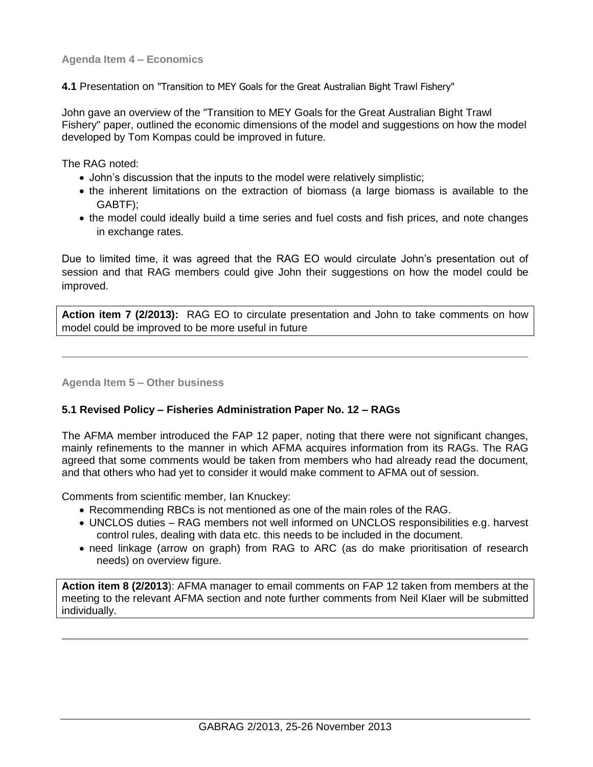**Agenda Item 4 – Economics**

**4.1** Presentation on "Transition to MEY Goals for the Great Australian Bight Trawl Fishery"

John gave an overview of the "Transition to MEY Goals for the Great Australian Bight Trawl Fishery" paper, outlined the economic dimensions of the model and suggestions on how the model developed by Tom Kompas could be improved in future.

The RAG noted:

- John's discussion that the inputs to the model were relatively simplistic;
- the inherent limitations on the extraction of biomass (a large biomass is available to the GABTF);
- the model could ideally build a time series and fuel costs and fish prices, and note changes in exchange rates.

Due to limited time, it was agreed that the RAG EO would circulate John's presentation out of session and that RAG members could give John their suggestions on how the model could be improved.

**Action item 7 (2/2013):** RAG EO to circulate presentation and John to take comments on how model could be improved to be more useful in future

---

**Agenda Item 5 – Other business**

**5.1 Revised Policy – Fisheries Administration Paper No. 12 – RAGs**

The AFMA member introduced the FAP 12 paper, noting that there were not significant changes, mainly refinements to the manner in which AFMA acquires information from its RAGs. The RAG agreed that some comments would be taken from members who had already read the document, and that others who had yet to consider it would make comment to AFMA out of session.

Comments from scientific member, Ian Knuckey:

- Recommending RBCs is not mentioned as one of the main roles of the RAG.
- UNCLOS duties – RAG members not well informed on UNCLOS responsibilities e.g. harvest control rules, dealing with data etc. this needs to be included in the document.
- need linkage (arrow on graph) from RAG to ARC (as do make prioritisation of research needs) on overview figure.

**Action item 8 (2/2013)**: AFMA manager to email comments on FAP 12 taken from members at the meeting to the relevant AFMA section and note further comments from Neil Klaer will be submitted individually.

---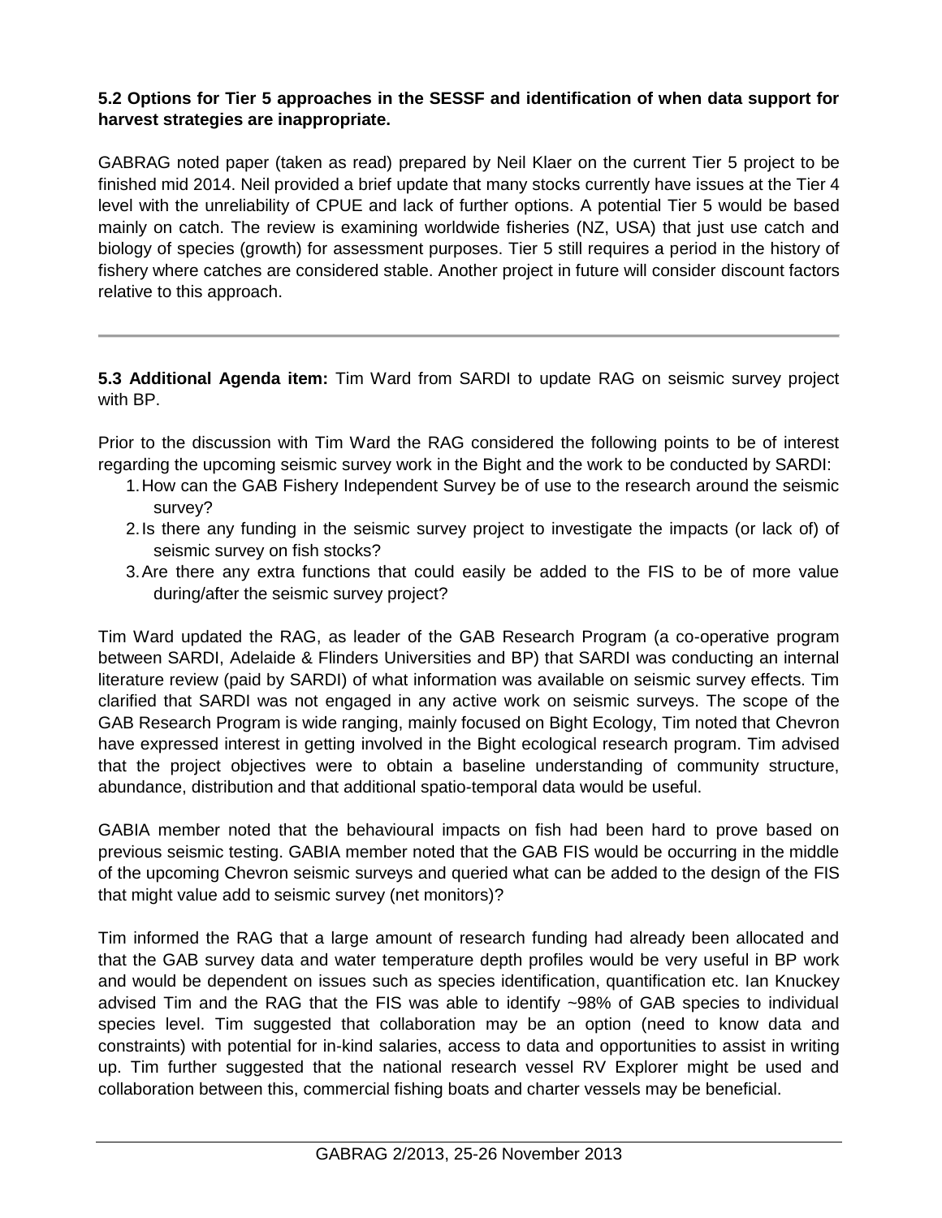**5.2 Options for Tier 5 approaches in the SESSF and identification of when data support for harvest strategies are inappropriate.**

GABRAG noted paper (taken as read) prepared by Neil Klaer on the current Tier 5 project to be finished mid 2014. Neil provided a brief update that many stocks currently have issues at the Tier 4 level with the unreliability of CPUE and lack of further options. A potential Tier 5 would be based mainly on catch. The review is examining worldwide fisheries (NZ, USA) that just use catch and biology of species (growth) for assessment purposes. Tier 5 still requires a period in the history of fishery where catches are considered stable. Another project in future will consider discount factors relative to this approach.

---

**5.3 Additional Agenda item:** Tim Ward from SARDI to update RAG on seismic survey project with BP.

Prior to the discussion with Tim Ward the RAG considered the following points to be of interest regarding the upcoming seismic survey work in the Bight and the work to be conducted by SARDI:

1. How can the GAB Fishery Independent Survey be of use to the research around the seismic survey?
2. Is there any funding in the seismic survey project to investigate the impacts (or lack of) of seismic survey on fish stocks?
3. Are there any extra functions that could easily be added to the FIS to be of more value during/after the seismic survey project?

Tim Ward updated the RAG, as leader of the GAB Research Program (a co-operative program between SARDI, Adelaide & Flinders Universities and BP) that SARDI was conducting an internal literature review (paid by SARDI) of what information was available on seismic survey effects. Tim clarified that SARDI was not engaged in any active work on seismic surveys. The scope of the GAB Research Program is wide ranging, mainly focused on Bight Ecology, Tim noted that Chevron have expressed interest in getting involved in the Bight ecological research program. Tim advised that the project objectives were to obtain a baseline understanding of community structure, abundance, distribution and that additional spatio-temporal data would be useful.

GABIA member noted that the behavioural impacts on fish had been hard to prove based on previous seismic testing. GABIA member noted that the GAB FIS would be occurring in the middle of the upcoming Chevron seismic surveys and queried what can be added to the design of the FIS that might value add to seismic survey (net monitors)?

Tim informed the RAG that a large amount of research funding had already been allocated and that the GAB survey data and water temperature depth profiles would be very useful in BP work and would be dependent on issues such as species identification, quantification etc. Ian Knuckey advised Tim and the RAG that the FIS was able to identify ~98% of GAB species to individual species level. Tim suggested that collaboration may be an option (need to know data and constraints) with potential for in-kind salaries, access to data and opportunities to assist in writing up. Tim further suggested that the national research vessel RV Explorer might be used and collaboration between this, commercial fishing boats and charter vessels may be beneficial.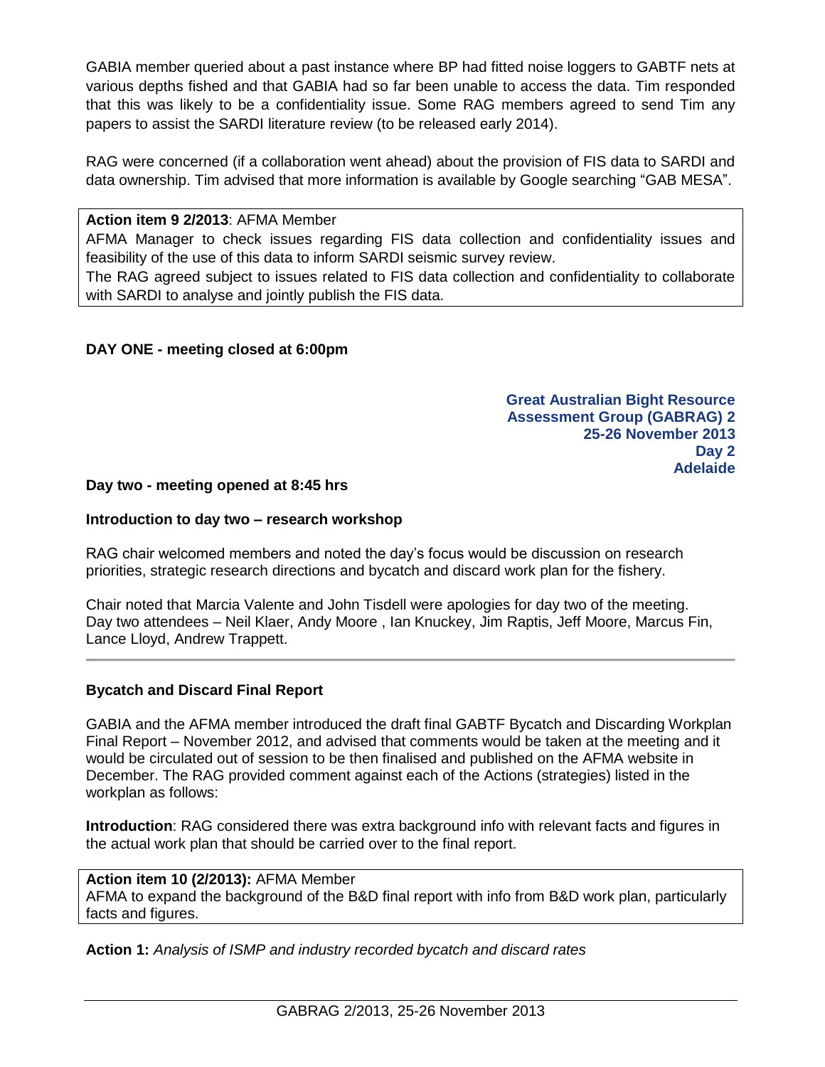GABIA member queried about a past instance where BP had fitted noise loggers to GABTF nets at various depths fished and that GABIA had so far been unable to access the data. Tim responded that this was likely to be a confidentiality issue. Some RAG members agreed to send Tim any papers to assist the SARDI literature review (to be released early 2014).

RAG were concerned (if a collaboration went ahead) about the provision of FIS data to SARDI and data ownership. Tim advised that more information is available by Google searching "GAB MESA".

> **Action item 9 2/2013**: AFMA Member
> AFMA Manager to check issues regarding FIS data collection and confidentiality issues and feasibility of the use of this data to inform SARDI seismic survey review.
> The RAG agreed subject to issues related to FIS data collection and confidentiality to collaborate with SARDI to analyse and jointly publish the FIS data.

**DAY ONE - meeting closed at 6:00pm**

**Great Australian Bight Resource Assessment Group (GABRAG) 2**
**25-26 November 2013**
**Day 2**
**Adelaide**

**Day two - meeting opened at 8:45 hrs**

**Introduction to day two – research workshop**

RAG chair welcomed members and noted the day's focus would be discussion on research priorities, strategic research directions and bycatch and discard work plan for the fishery.

Chair noted that Marcia Valente and John Tisdell were apologies for day two of the meeting. Day two attendees – Neil Klaer, Andy Moore , Ian Knuckey, Jim Raptis, Jeff Moore, Marcus Fin, Lance Lloyd, Andrew Trappett.

---

**Bycatch and Discard Final Report**

GABIA and the AFMA member introduced the draft final GABTF Bycatch and Discarding Workplan Final Report – November 2012, and advised that comments would be taken at the meeting and it would be circulated out of session to be then finalised and published on the AFMA website in December. The RAG provided comment against each of the Actions (strategies) listed in the workplan as follows:

**Introduction**: RAG considered there was extra background info with relevant facts and figures in the actual work plan that should be carried over to the final report.

> **Action item 10 (2/2013):** AFMA Member
> AFMA to expand the background of the B&D final report with info from B&D work plan, particularly facts and figures.

**Action 1:** *Analysis of ISMP and industry recorded bycatch and discard rates*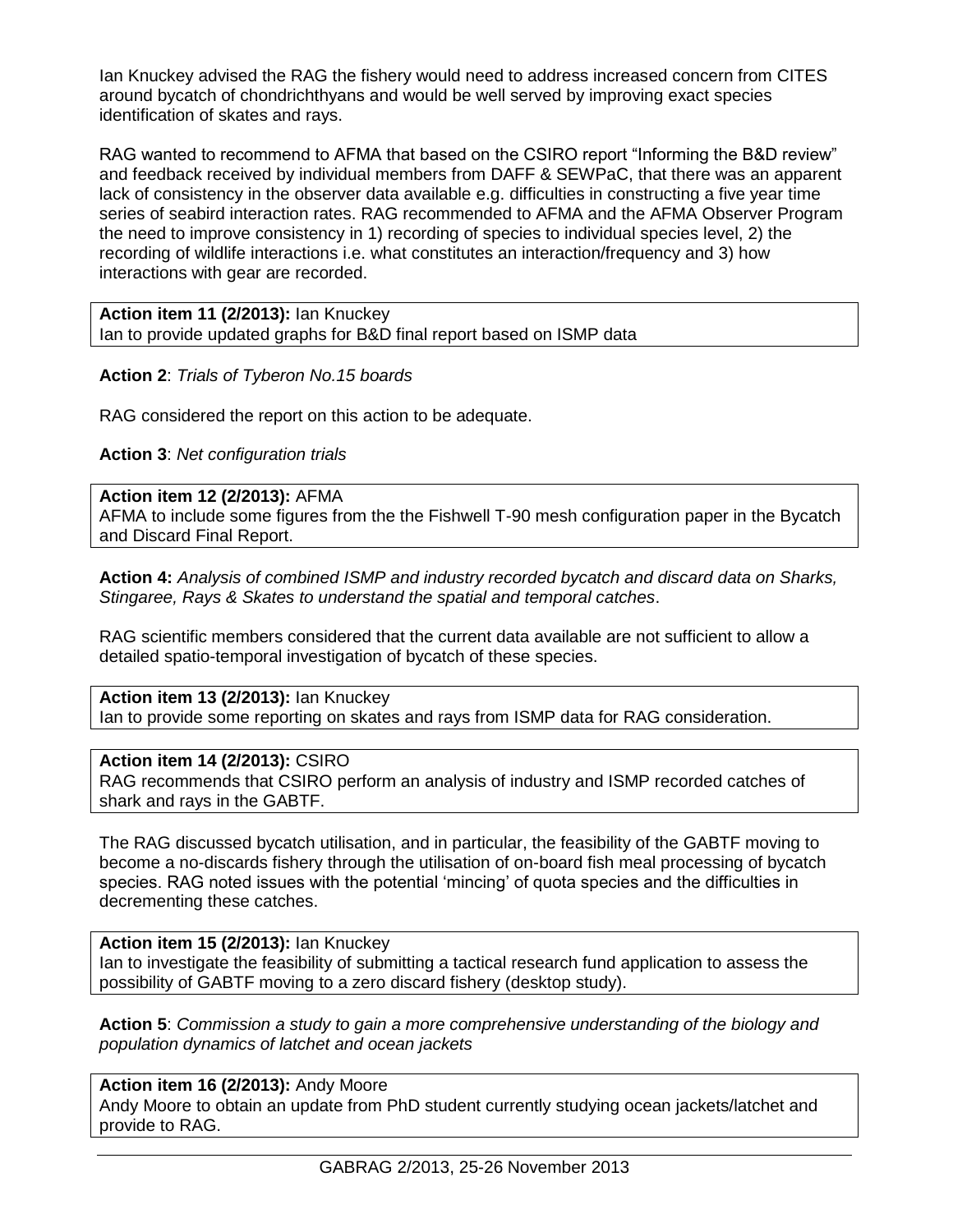Ian Knuckey advised the RAG the fishery would need to address increased concern from CITES around bycatch of chondrichthyans and would be well served by improving exact species identification of skates and rays.

RAG wanted to recommend to AFMA that based on the CSIRO report "Informing the B&D review" and feedback received by individual members from DAFF & SEWPaC, that there was an apparent lack of consistency in the observer data available e.g. difficulties in constructing a five year time series of seabird interaction rates. RAG recommended to AFMA and the AFMA Observer Program the need to improve consistency in 1) recording of species to individual species level, 2) the recording of wildlife interactions i.e. what constitutes an interaction/frequency and 3) how interactions with gear are recorded.

| **Action item 11 (2/2013):** Ian Knuckey<br>Ian to provide updated graphs for B&D final report based on ISMP data |
|---|

**Action 2**: *Trials of Tyberon No.15 boards*

RAG considered the report on this action to be adequate.

**Action 3**: *Net configuration trials*

| **Action item 12 (2/2013):** AFMA<br>AFMA to include some figures from the the Fishwell T-90 mesh configuration paper in the Bycatch and Discard Final Report. |
|---|

**Action 4:** *Analysis of combined ISMP and industry recorded bycatch and discard data on Sharks, Stingaree, Rays & Skates to understand the spatial and temporal catches*.

RAG scientific members considered that the current data available are not sufficient to allow a detailed spatio-temporal investigation of bycatch of these species.

| **Action item 13 (2/2013):** Ian Knuckey<br>Ian to provide some reporting on skates and rays from ISMP data for RAG consideration. |
|---|

| **Action item 14 (2/2013):** CSIRO<br>RAG recommends that CSIRO perform an analysis of industry and ISMP recorded catches of shark and rays in the GABTF. |
|---|

The RAG discussed bycatch utilisation, and in particular, the feasibility of the GABTF moving to become a no-discards fishery through the utilisation of on-board fish meal processing of bycatch species. RAG noted issues with the potential 'mincing' of quota species and the difficulties in decrementing these catches.

| **Action item 15 (2/2013):** Ian Knuckey<br>Ian to investigate the feasibility of submitting a tactical research fund application to assess the possibility of GABTF moving to a zero discard fishery (desktop study). |
|---|

**Action 5**: *Commission a study to gain a more comprehensive understanding of the biology and population dynamics of latchet and ocean jackets*

| **Action item 16 (2/2013):** Andy Moore<br>Andy Moore to obtain an update from PhD student currently studying ocean jackets/latchet and provide to RAG. |
|---|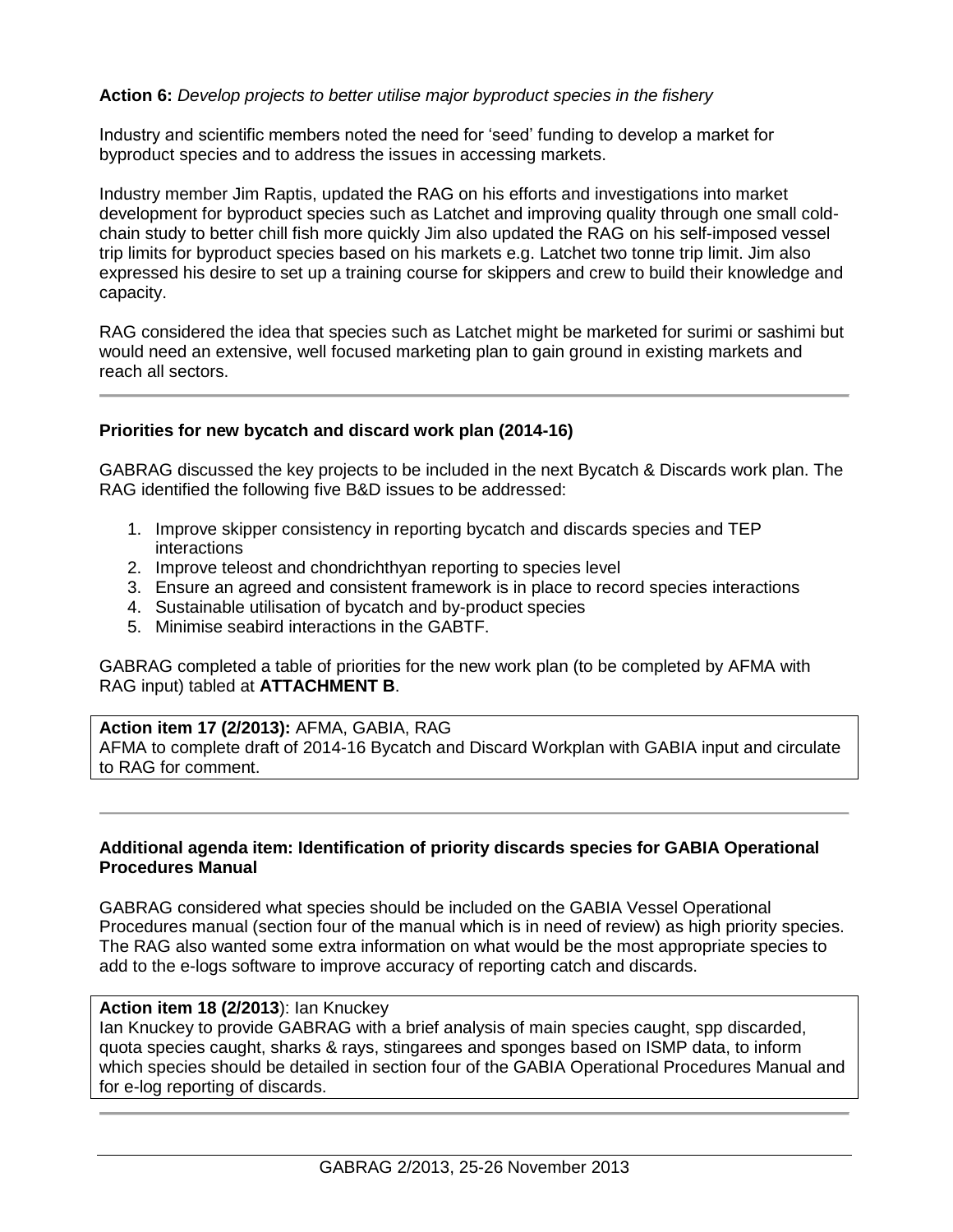**Action 6:** *Develop projects to better utilise major byproduct species in the fishery*

Industry and scientific members noted the need for 'seed' funding to develop a market for byproduct species and to address the issues in accessing markets.

Industry member Jim Raptis, updated the RAG on his efforts and investigations into market development for byproduct species such as Latchet and improving quality through one small cold-chain study to better chill fish more quickly Jim also updated the RAG on his self-imposed vessel trip limits for byproduct species based on his markets e.g. Latchet two tonne trip limit. Jim also expressed his desire to set up a training course for skippers and crew to build their knowledge and capacity.

RAG considered the idea that species such as Latchet might be marketed for surimi or sashimi but would need an extensive, well focused marketing plan to gain ground in existing markets and reach all sectors.

---

**Priorities for new bycatch and discard work plan (2014-16)**

GABRAG discussed the key projects to be included in the next Bycatch & Discards work plan. The RAG identified the following five B&D issues to be addressed:

1. Improve skipper consistency in reporting bycatch and discards species and TEP interactions
2. Improve teleost and chondrichthyan reporting to species level
3. Ensure an agreed and consistent framework is in place to record species interactions
4. Sustainable utilisation of bycatch and by-product species
5. Minimise seabird interactions in the GABTF.

GABRAG completed a table of priorities for the new work plan (to be completed by AFMA with RAG input) tabled at **ATTACHMENT B**.

**Action item 17 (2/2013):** AFMA, GABIA, RAG
AFMA to complete draft of 2014-16 Bycatch and Discard Workplan with GABIA input and circulate to RAG for comment.

---

**Additional agenda item: Identification of priority discards species for GABIA Operational Procedures Manual**

GABRAG considered what species should be included on the GABIA Vessel Operational Procedures manual (section four of the manual which is in need of review) as high priority species. The RAG also wanted some extra information on what would be the most appropriate species to add to the e-logs software to improve accuracy of reporting catch and discards.

**Action item 18 (2/2013**): Ian Knuckey
Ian Knuckey to provide GABRAG with a brief analysis of main species caught, spp discarded, quota species caught, sharks & rays, stingarees and sponges based on ISMP data, to inform which species should be detailed in section four of the GABIA Operational Procedures Manual and for e-log reporting of discards.

---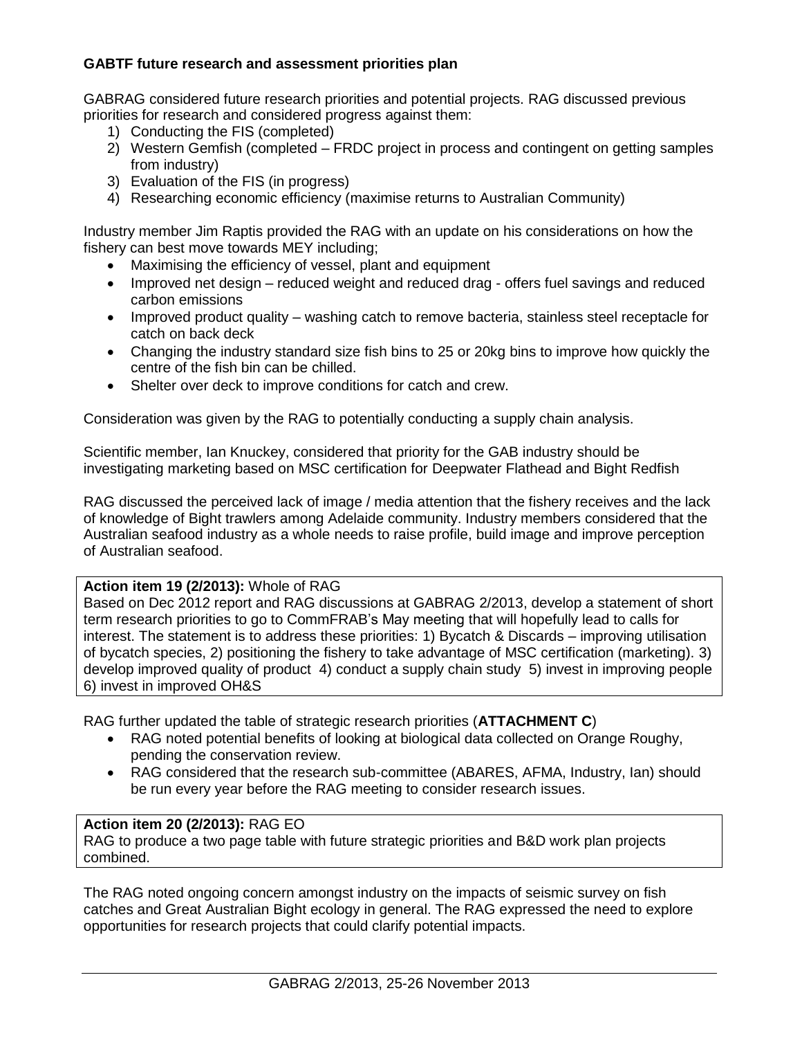**GABTF future research and assessment priorities plan**

GABRAG considered future research priorities and potential projects. RAG discussed previous priorities for research and considered progress against them:

1) Conducting the FIS (completed)
2) Western Gemfish (completed – FRDC project in process and contingent on getting samples from industry)
3) Evaluation of the FIS (in progress)
4) Researching economic efficiency (maximise returns to Australian Community)

Industry member Jim Raptis provided the RAG with an update on his considerations on how the fishery can best move towards MEY including;

- Maximising the efficiency of vessel, plant and equipment
- Improved net design – reduced weight and reduced drag - offers fuel savings and reduced carbon emissions
- Improved product quality – washing catch to remove bacteria, stainless steel receptacle for catch on back deck
- Changing the industry standard size fish bins to 25 or 20kg bins to improve how quickly the centre of the fish bin can be chilled.
- Shelter over deck to improve conditions for catch and crew.

Consideration was given by the RAG to potentially conducting a supply chain analysis.

Scientific member, Ian Knuckey, considered that priority for the GAB industry should be investigating marketing based on MSC certification for Deepwater Flathead and Bight Redfish

RAG discussed the perceived lack of image / media attention that the fishery receives and the lack of knowledge of Bight trawlers among Adelaide community. Industry members considered that the Australian seafood industry as a whole needs to raise profile, build image and improve perception of Australian seafood.

**Action item 19 (2/2013):** Whole of RAG
Based on Dec 2012 report and RAG discussions at GABRAG 2/2013, develop a statement of short term research priorities to go to CommFRAB's May meeting that will hopefully lead to calls for interest. The statement is to address these priorities: 1) Bycatch & Discards – improving utilisation of bycatch species, 2) positioning the fishery to take advantage of MSC certification (marketing). 3) develop improved quality of product 4) conduct a supply chain study 5) invest in improving people 6) invest in improved OH&S

RAG further updated the table of strategic research priorities (**ATTACHMENT C**)

- RAG noted potential benefits of looking at biological data collected on Orange Roughy, pending the conservation review.
- RAG considered that the research sub-committee (ABARES, AFMA, Industry, Ian) should be run every year before the RAG meeting to consider research issues.

**Action item 20 (2/2013):** RAG EO
RAG to produce a two page table with future strategic priorities and B&D work plan projects combined.

The RAG noted ongoing concern amongst industry on the impacts of seismic survey on fish catches and Great Australian Bight ecology in general. The RAG expressed the need to explore opportunities for research projects that could clarify potential impacts.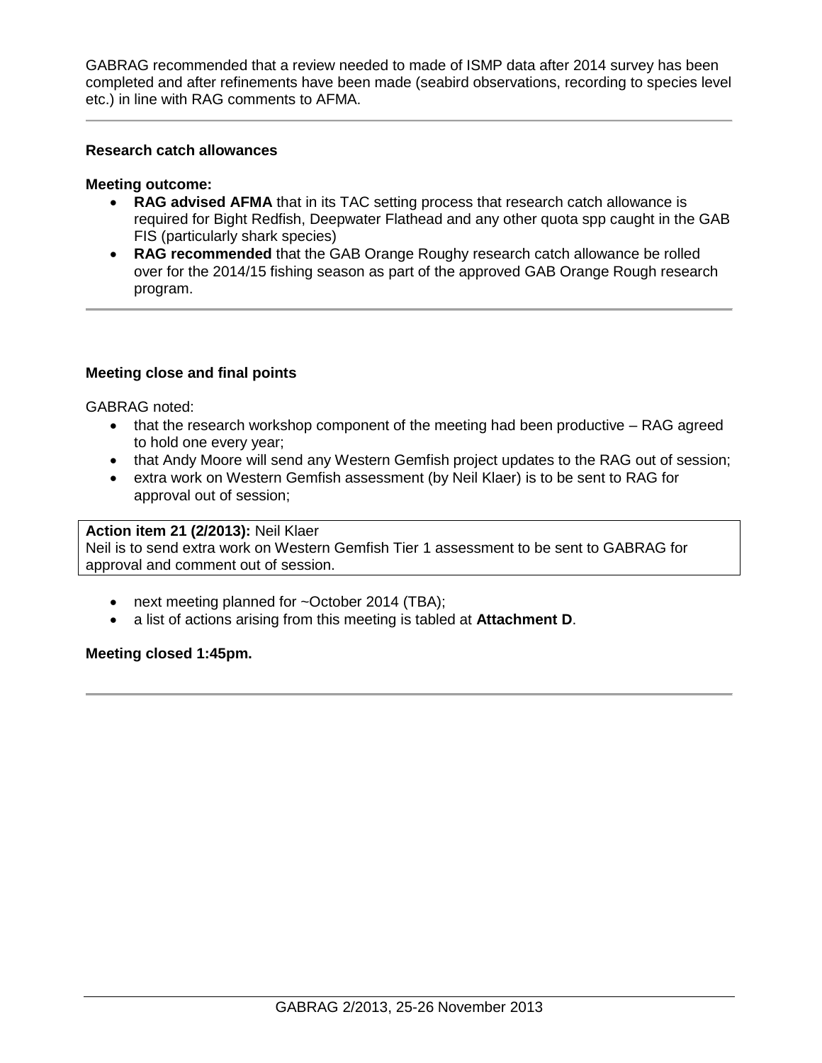GABRAG recommended that a review needed to made of ISMP data after 2014 survey has been completed and after refinements have been made (seabird observations, recording to species level etc.) in line with RAG comments to AFMA.

---

**Research catch allowances**

**Meeting outcome:**

- **RAG advised AFMA** that in its TAC setting process that research catch allowance is required for Bight Redfish, Deepwater Flathead and any other quota spp caught in the GAB FIS (particularly shark species)
- **RAG recommended** that the GAB Orange Roughy research catch allowance be rolled over for the 2014/15 fishing season as part of the approved GAB Orange Rough research program.

---

**Meeting close and final points**

GABRAG noted:

- that the research workshop component of the meeting had been productive – RAG agreed to hold one every year;
- that Andy Moore will send any Western Gemfish project updates to the RAG out of session;
- extra work on Western Gemfish assessment (by Neil Klaer) is to be sent to RAG for approval out of session;

**Action item 21 (2/2013):** Neil Klaer
Neil is to send extra work on Western Gemfish Tier 1 assessment to be sent to GABRAG for approval and comment out of session.

- next meeting planned for ~October 2014 (TBA);
- a list of actions arising from this meeting is tabled at **Attachment D**.

**Meeting closed 1:45pm.**

---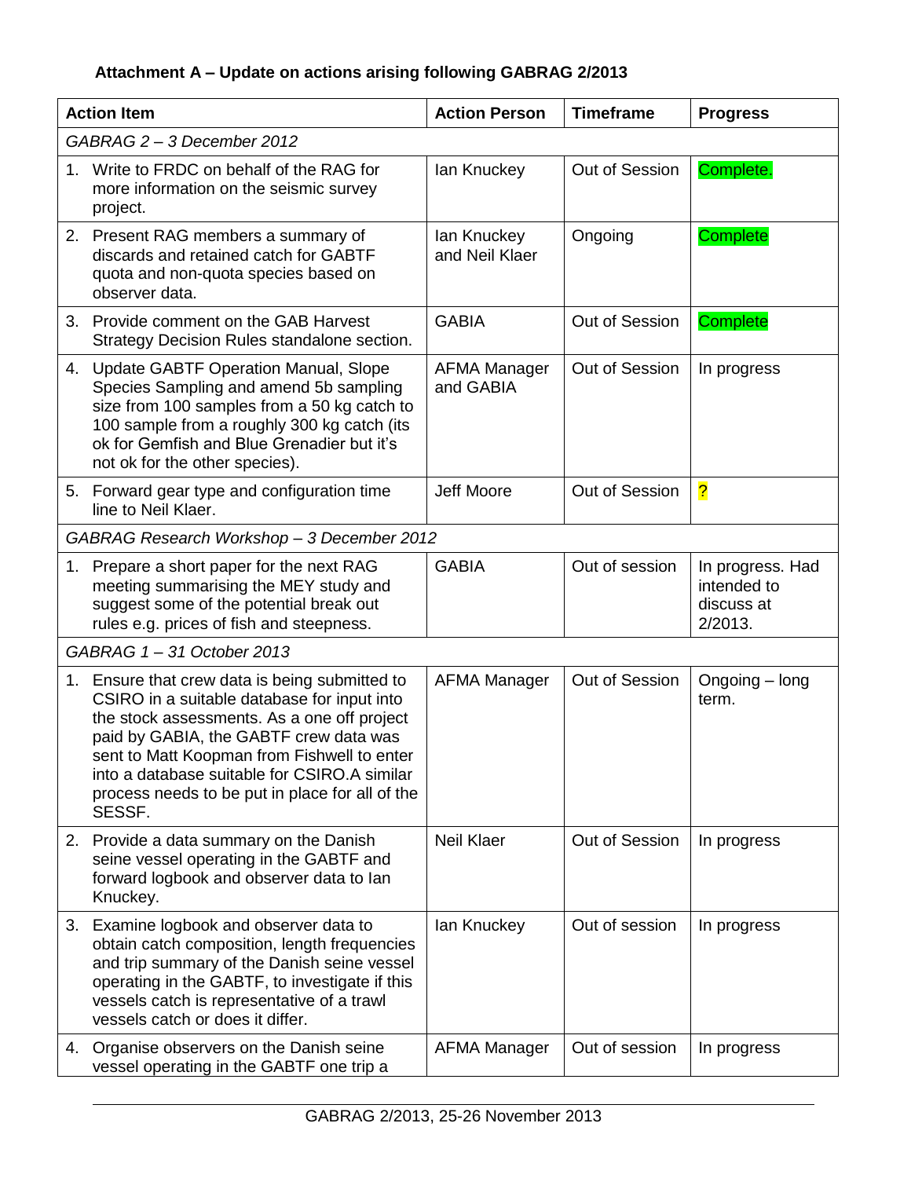**Attachment A – Update on actions arising following GABRAG 2/2013**

| Action Item | Action Person | Timeframe | Progress |
|---|---|---|---|
| *GABRAG 2 – 3 December 2012* | | | |
| 1. Write to FRDC on behalf of the RAG for more information on the seismic survey project. | Ian Knuckey | Out of Session | Complete. |
| 2. Present RAG members a summary of discards and retained catch for GABTF quota and non-quota species based on observer data. | Ian Knuckey and Neil Klaer | Ongoing | Complete |
| 3. Provide comment on the GAB Harvest Strategy Decision Rules standalone section. | GABIA | Out of Session | Complete |
| 4. Update GABTF Operation Manual, Slope Species Sampling and amend 5b sampling size from 100 samples from a 50 kg catch to 100 sample from a roughly 300 kg catch (its ok for Gemfish and Blue Grenadier but it's not ok for the other species). | AFMA Manager and GABIA | Out of Session | In progress |
| 5. Forward gear type and configuration time line to Neil Klaer. | Jeff Moore | Out of Session | ? |
| *GABRAG Research Workshop – 3 December 2012* | | | |
| 1. Prepare a short paper for the next RAG meeting summarising the MEY study and suggest some of the potential break out rules e.g. prices of fish and steepness. | GABIA | Out of session | In progress. Had intended to discuss at 2/2013. |
| *GABRAG 1 – 31 October 2013* | | | |
| 1. Ensure that crew data is being submitted to CSIRO in a suitable database for input into the stock assessments. As a one off project paid by GABIA, the GABTF crew data was sent to Matt Koopman from Fishwell to enter into a database suitable for CSIRO.A similar process needs to be put in place for all of the SESSF. | AFMA Manager | Out of Session | Ongoing – long term. |
| 2. Provide a data summary on the Danish seine vessel operating in the GABTF and forward logbook and observer data to Ian Knuckey. | Neil Klaer | Out of Session | In progress |
| 3. Examine logbook and observer data to obtain catch composition, length frequencies and trip summary of the Danish seine vessel operating in the GABTF, to investigate if this vessels catch is representative of a trawl vessels catch or does it differ. | Ian Knuckey | Out of session | In progress |
| 4. Organise observers on the Danish seine vessel operating in the GABTF one trip a | AFMA Manager | Out of session | In progress |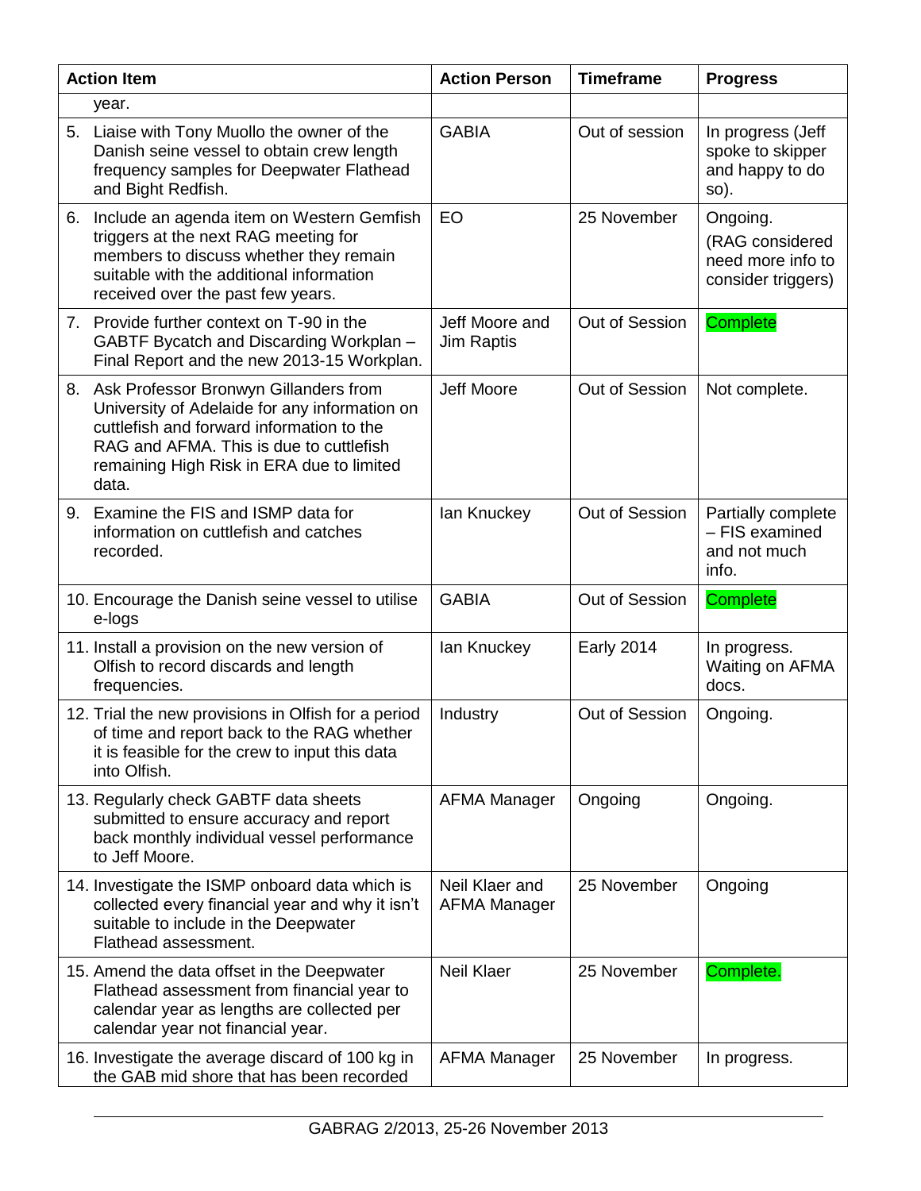| Action Item | Action Person | Timeframe | Progress |
|---|---|---|---|
| year. | | | |
| 5. Liaise with Tony Muollo the owner of the Danish seine vessel to obtain crew length frequency samples for Deepwater Flathead and Bight Redfish. | GABIA | Out of session | In progress (Jeff spoke to skipper and happy to do so). |
| 6. Include an agenda item on Western Gemfish triggers at the next RAG meeting for members to discuss whether they remain suitable with the additional information received over the past few years. | EO | 25 November | Ongoing. (RAG considered need more info to consider triggers) |
| 7. Provide further context on T-90 in the GABTF Bycatch and Discarding Workplan – Final Report and the new 2013-15 Workplan. | Jeff Moore and Jim Raptis | Out of Session | Complete |
| 8. Ask Professor Bronwyn Gillanders from University of Adelaide for any information on cuttlefish and forward information to the RAG and AFMA. This is due to cuttlefish remaining High Risk in ERA due to limited data. | Jeff Moore | Out of Session | Not complete. |
| 9. Examine the FIS and ISMP data for information on cuttlefish and catches recorded. | Ian Knuckey | Out of Session | Partially complete – FIS examined and not much info. |
| 10. Encourage the Danish seine vessel to utilise e-logs | GABIA | Out of Session | Complete |
| 11. Install a provision on the new version of Olfish to record discards and length frequencies. | Ian Knuckey | Early 2014 | In progress. Waiting on AFMA docs. |
| 12. Trial the new provisions in Olfish for a period of time and report back to the RAG whether it is feasible for the crew to input this data into Olfish. | Industry | Out of Session | Ongoing. |
| 13. Regularly check GABTF data sheets submitted to ensure accuracy and report back monthly individual vessel performance to Jeff Moore. | AFMA Manager | Ongoing | Ongoing. |
| 14. Investigate the ISMP onboard data which is collected every financial year and why it isn't suitable to include in the Deepwater Flathead assessment. | Neil Klaer and AFMA Manager | 25 November | Ongoing |
| 15. Amend the data offset in the Deepwater Flathead assessment from financial year to calendar year as lengths are collected per calendar year not financial year. | Neil Klaer | 25 November | Complete. |
| 16. Investigate the average discard of 100 kg in the GAB mid shore that has been recorded | AFMA Manager | 25 November | In progress. |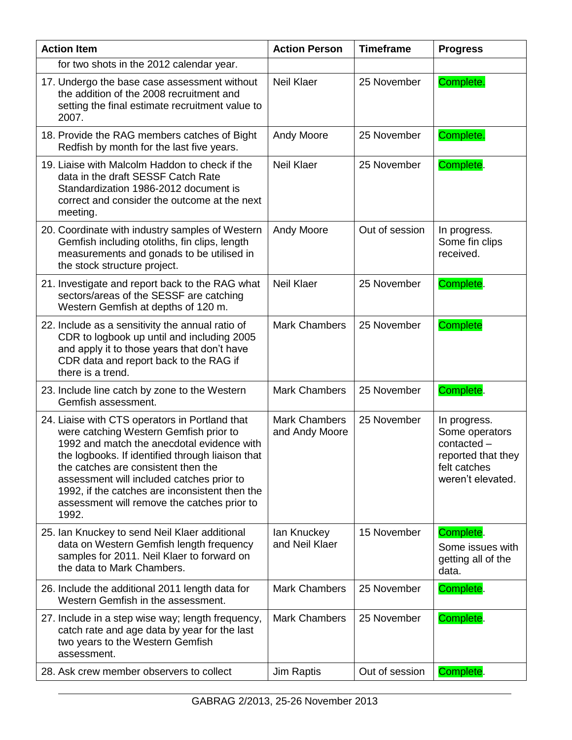| Action Item | Action Person | Timeframe | Progress |
| --- | --- | --- | --- |
| for two shots in the 2012 calendar year. | | | |
| 17. Undergo the base case assessment without the addition of the 2008 recruitment and setting the final estimate recruitment value to 2007. | Neil Klaer | 25 November | Complete. |
| 18. Provide the RAG members catches of Bight Redfish by month for the last five years. | Andy Moore | 25 November | Complete. |
| 19. Liaise with Malcolm Haddon to check if the data in the draft SESSF Catch Rate Standardization 1986-2012 document is correct and consider the outcome at the next meeting. | Neil Klaer | 25 November | Complete. |
| 20. Coordinate with industry samples of Western Gemfish including otoliths, fin clips, length measurements and gonads to be utilised in the stock structure project. | Andy Moore | Out of session | In progress. Some fin clips received. |
| 21. Investigate and report back to the RAG what sectors/areas of the SESSF are catching Western Gemfish at depths of 120 m. | Neil Klaer | 25 November | Complete. |
| 22. Include as a sensitivity the annual ratio of CDR to logbook up until and including 2005 and apply it to those years that don't have CDR data and report back to the RAG if there is a trend. | Mark Chambers | 25 November | Complete |
| 23. Include line catch by zone to the Western Gemfish assessment. | Mark Chambers | 25 November | Complete. |
| 24. Liaise with CTS operators in Portland that were catching Western Gemfish prior to 1992 and match the anecdotal evidence with the logbooks. If identified through liaison that the catches are consistent then the assessment will included catches prior to 1992, if the catches are inconsistent then the assessment will remove the catches prior to 1992. | Mark Chambers and Andy Moore | 25 November | In progress. Some operators contacted – reported that they felt catches weren't elevated. |
| 25. Ian Knuckey to send Neil Klaer additional data on Western Gemfish length frequency samples for 2011. Neil Klaer to forward on the data to Mark Chambers. | Ian Knuckey and Neil Klaer | 15 November | Complete. Some issues with getting all of the data. |
| 26. Include the additional 2011 length data for Western Gemfish in the assessment. | Mark Chambers | 25 November | Complete. |
| 27. Include in a step wise way; length frequency, catch rate and age data by year for the last two years to the Western Gemfish assessment. | Mark Chambers | 25 November | Complete. |
| 28. Ask crew member observers to collect | Jim Raptis | Out of session | Complete. |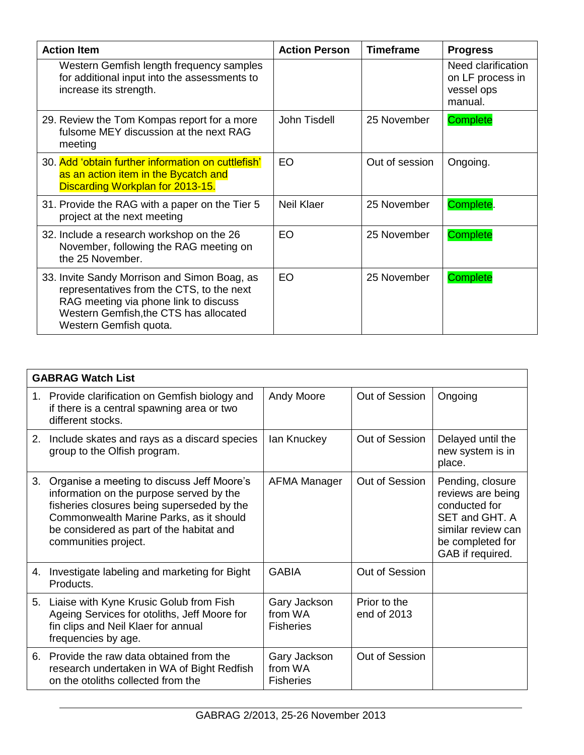| Action Item | Action Person | Timeframe | Progress |
|---|---|---|---|
| Western Gemfish length frequency samples for additional input into the assessments to increase its strength. | | | Need clarification on LF process in vessel ops manual. |
| 29. Review the Tom Kompas report for a more fulsome MEY discussion at the next RAG meeting | John Tisdell | 25 November | Complete |
| 30. Add 'obtain further information on cuttlefish' as an action item in the Bycatch and Discarding Workplan for 2013-15. | EO | Out of session | Ongoing. |
| 31. Provide the RAG with a paper on the Tier 5 project at the next meeting | Neil Klaer | 25 November | Complete. |
| 32. Include a research workshop on the 26 November, following the RAG meeting on the 25 November. | EO | 25 November | Complete |
| 33. Invite Sandy Morrison and Simon Boag, as representatives from the CTS, to the next RAG meeting via phone link to discuss Western Gemfish,the CTS has allocated Western Gemfish quota. | EO | 25 November | Complete |

| GABRAG Watch List | | | |
|---|---|---|---|
| 1. Provide clarification on Gemfish biology and if there is a central spawning area or two different stocks. | Andy Moore | Out of Session | Ongoing |
| 2. Include skates and rays as a discard species group to the Olfish program. | Ian Knuckey | Out of Session | Delayed until the new system is in place. |
| 3. Organise a meeting to discuss Jeff Moore's information on the purpose served by the fisheries closures being superseded by the Commonwealth Marine Parks, as it should be considered as part of the habitat and communities project. | AFMA Manager | Out of Session | Pending, closure reviews are being conducted for SET and GHT. A similar review can be completed for GAB if required. |
| 4. Investigate labeling and marketing for Bight Products. | GABIA | Out of Session | |
| 5. Liaise with Kyne Krusic Golub from Fish Ageing Services for otoliths, Jeff Moore for fin clips and Neil Klaer for annual frequencies by age. | Gary Jackson from WA Fisheries | Prior to the end of 2013 | |
| 6. Provide the raw data obtained from the research undertaken in WA of Bight Redfish on the otoliths collected from the | Gary Jackson from WA Fisheries | Out of Session | |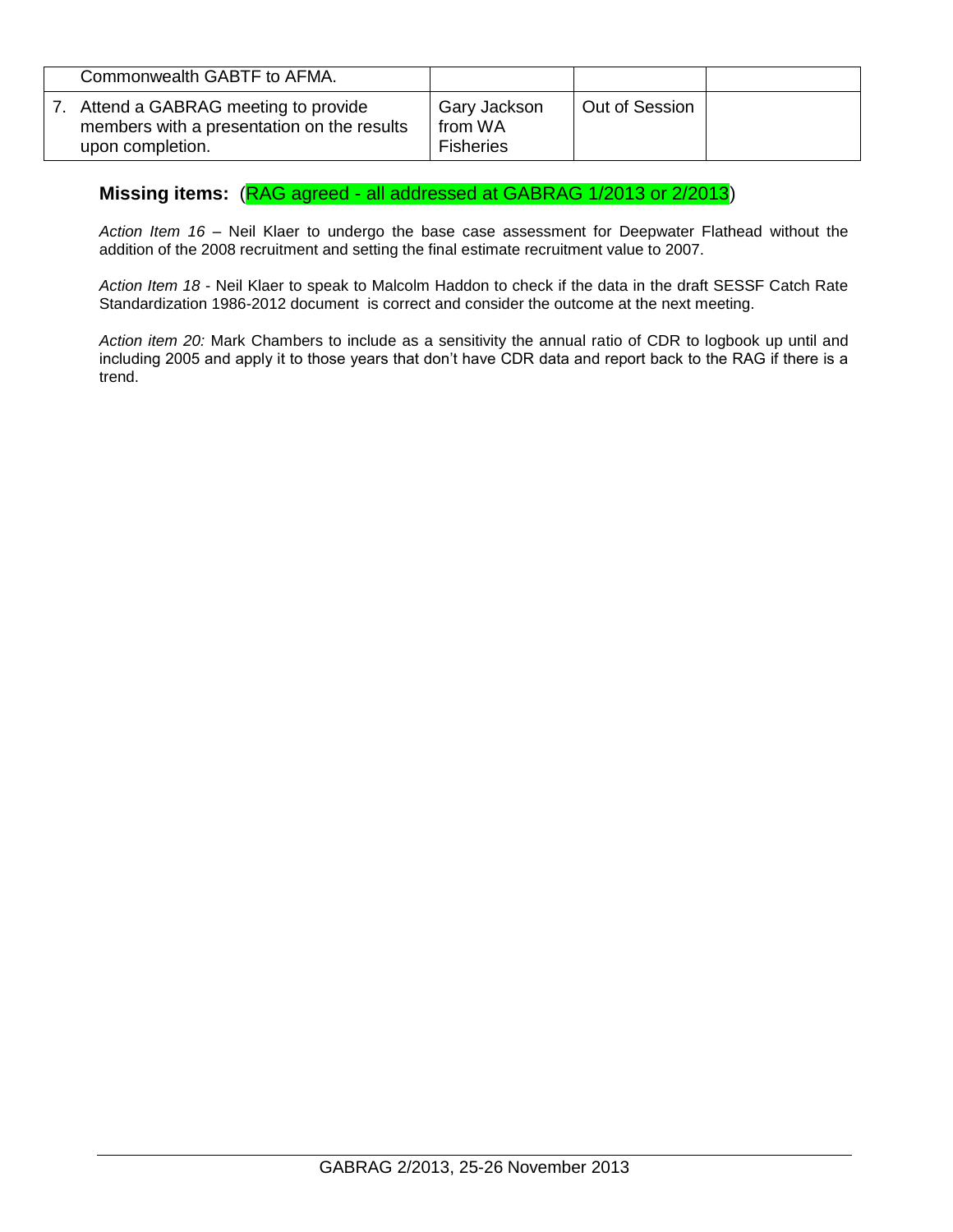|   |   |   |   |
|---|---|---|---|
| Commonwealth GABTF to AFMA. | | | |
| 7. Attend a GABRAG meeting to provide members with a presentation on the results upon completion. | Gary Jackson from WA Fisheries | Out of Session | |

**Missing items:** (RAG agreed - all addressed at GABRAG 1/2013 or 2/2013)

*Action Item 16* – Neil Klaer to undergo the base case assessment for Deepwater Flathead without the addition of the 2008 recruitment and setting the final estimate recruitment value to 2007.

*Action Item 18* - Neil Klaer to speak to Malcolm Haddon to check if the data in the draft SESSF Catch Rate Standardization 1986-2012 document is correct and consider the outcome at the next meeting.

*Action item 20:* Mark Chambers to include as a sensitivity the annual ratio of CDR to logbook up until and including 2005 and apply it to those years that don't have CDR data and report back to the RAG if there is a trend.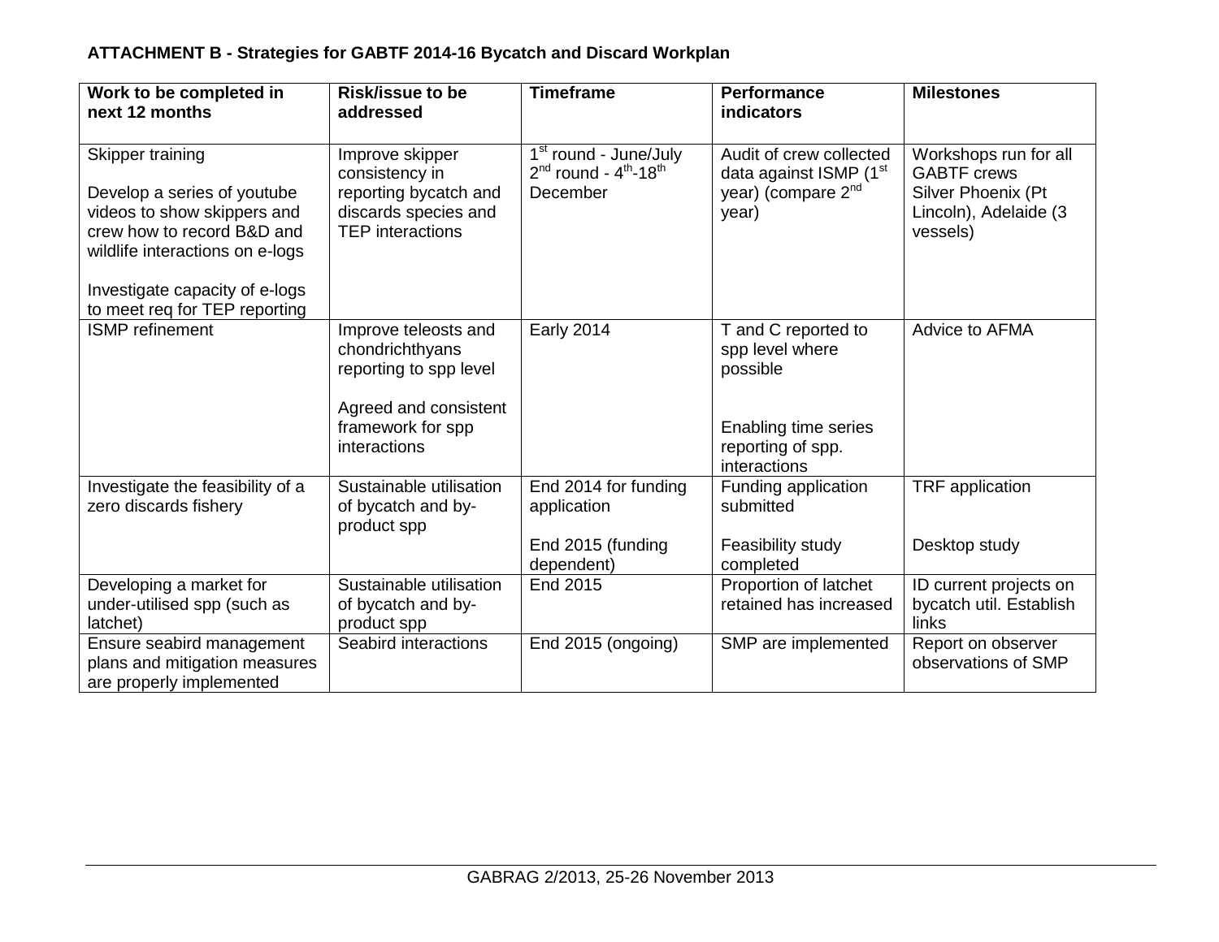**ATTACHMENT B - Strategies for GABTF 2014-16 Bycatch and Discard Workplan**

| Work to be completed in next 12 months | Risk/issue to be addressed | Timeframe | Performance indicators | Milestones |
|---|---|---|---|---|
| Skipper training<br><br>Develop a series of youtube videos to show skippers and crew how to record B&D and wildlife interactions on e-logs<br><br>Investigate capacity of e-logs to meet req for TEP reporting | Improve skipper consistency in reporting bycatch and discards species and TEP interactions | 1st round - June/July<br>2nd round - 4th-18th December | Audit of crew collected data against ISMP (1st year) (compare 2nd year) | Workshops run for all GABTF crews<br>Silver Phoenix (Pt Lincoln), Adelaide (3 vessels) |
| ISMP refinement | Improve teleosts and chondrichthyans reporting to spp level<br><br>Agreed and consistent framework for spp interactions | Early 2014 | T and C reported to spp level where possible<br><br>Enabling time series reporting of spp. interactions | Advice to AFMA |
| Investigate the feasibility of a zero discards fishery | Sustainable utilisation of bycatch and by-product spp | End 2014 for funding application<br><br>End 2015 (funding dependent) | Funding application submitted<br><br>Feasibility study completed | TRF application<br><br>Desktop study |
| Developing a market for under-utilised spp (such as latchet) | Sustainable utilisation of bycatch and by-product spp | End 2015 | Proportion of latchet retained has increased | ID current projects on bycatch util. Establish links |
| Ensure seabird management plans and mitigation measures are properly implemented | Seabird interactions | End 2015 (ongoing) | SMP are implemented | Report on observer observations of SMP |

GABRAG 2/2013, 25-26 November 2013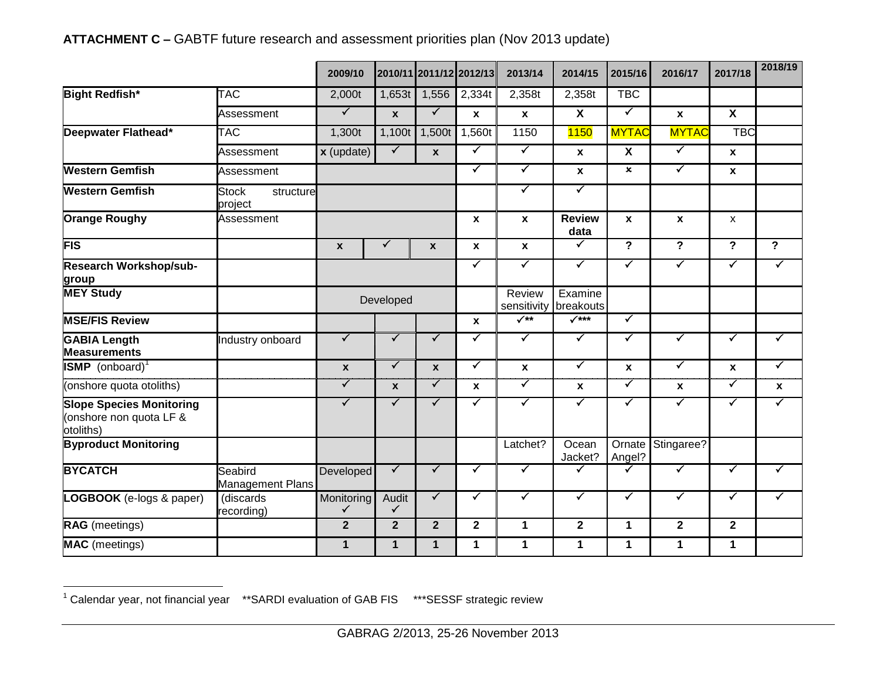**ATTACHMENT C –** GABTF future research and assessment priorities plan (Nov 2013 update)

| | | 2009/10 | 2010/11 | 2011/12 | 2012/13 | 2013/14 | 2014/15 | 2015/16 | 2016/17 | 2017/18 | 2018/19 |
|---|---|---|---|---|---|---|---|---|---|---|---|
| **Bight Redfish*** | TAC | 2,000t | 1,653t | 1,556 | 2,334t | 2,358t | 2,358t | TBC | | | |
| | Assessment | ✓ | x | ✓ | x | x | X | ✓ | x | X | |
| **Deepwater Flathead*** | TAC | 1,300t | 1,100t | 1,500t | 1,560t | 1150 | 1150 | MYTAC | MYTAC | TBC | |
| | Assessment | x (update) | ✓ | x | ✓ | ✓ | x | X | ✓ | x | |
| **Western Gemfish** | Assessment | | | | ✓ | ✓ | x | x | ✓ | x | |
| **Western Gemfish** | Stock structure project | | | | | ✓ | ✓ | | | | |
| **Orange Roughy** | Assessment | | | | x | x | **Review data** | x | x | x | |
| **FIS** | | x | ✓ | x | x | x | ✓ | ? | ? | ? | ? |
| **Research Workshop/sub-group** | | | | | ✓ | ✓ | ✓ | ✓ | ✓ | ✓ | ✓ |
| **MEY Study** | | Developed | | | | Review sensitivity | Examine breakouts | | | | |
| **MSE/FIS Review** | | | | | x | ✓** | ✓*** | ✓ | | | |
| **GABIA Length Measurements** | Industry onboard | ✓ | ✓ | ✓ | ✓ | ✓ | ✓ | ✓ | ✓ | ✓ | ✓ |
| **ISMP** (onboard)[1] | | x | ✓ | x | ✓ | x | ✓ | x | ✓ | x | ✓ |
| (onshore quota otoliths) | | ✓ | x | ✓ | x | ✓ | x | ✓ | x | ✓ | x |
| **Slope Species Monitoring** (onshore non quota LF & otoliths) | | ✓ | ✓ | ✓ | ✓ | ✓ | ✓ | ✓ | ✓ | ✓ | ✓ |
| **Byproduct Monitoring** | | | | | | Latchet? | Ocean Jacket? | Ornate Angel? | Stingaree? | | |
| **BYCATCH** | Seabird Management Plans | Developed | ✓ | ✓ | ✓ | ✓ | ✓ | ✓ | ✓ | ✓ | ✓ |
| **LOGBOOK** (e-logs & paper) | (discards recording) | Monitoring ✓ | Audit ✓ | ✓ | ✓ | ✓ | ✓ | ✓ | ✓ | ✓ | ✓ |
| **RAG** (meetings) | | 2 | 2 | 2 | 2 | 1 | 2 | 1 | 2 | 2 | |
| **MAC** (meetings) | | 1 | 1 | 1 | 1 | 1 | 1 | 1 | 1 | 1 | |

[1] Calendar year, not financial year  **SARDI evaluation of GAB FIS  ***SESSF strategic review

GABRAG 2/2013, 25-26 November 2013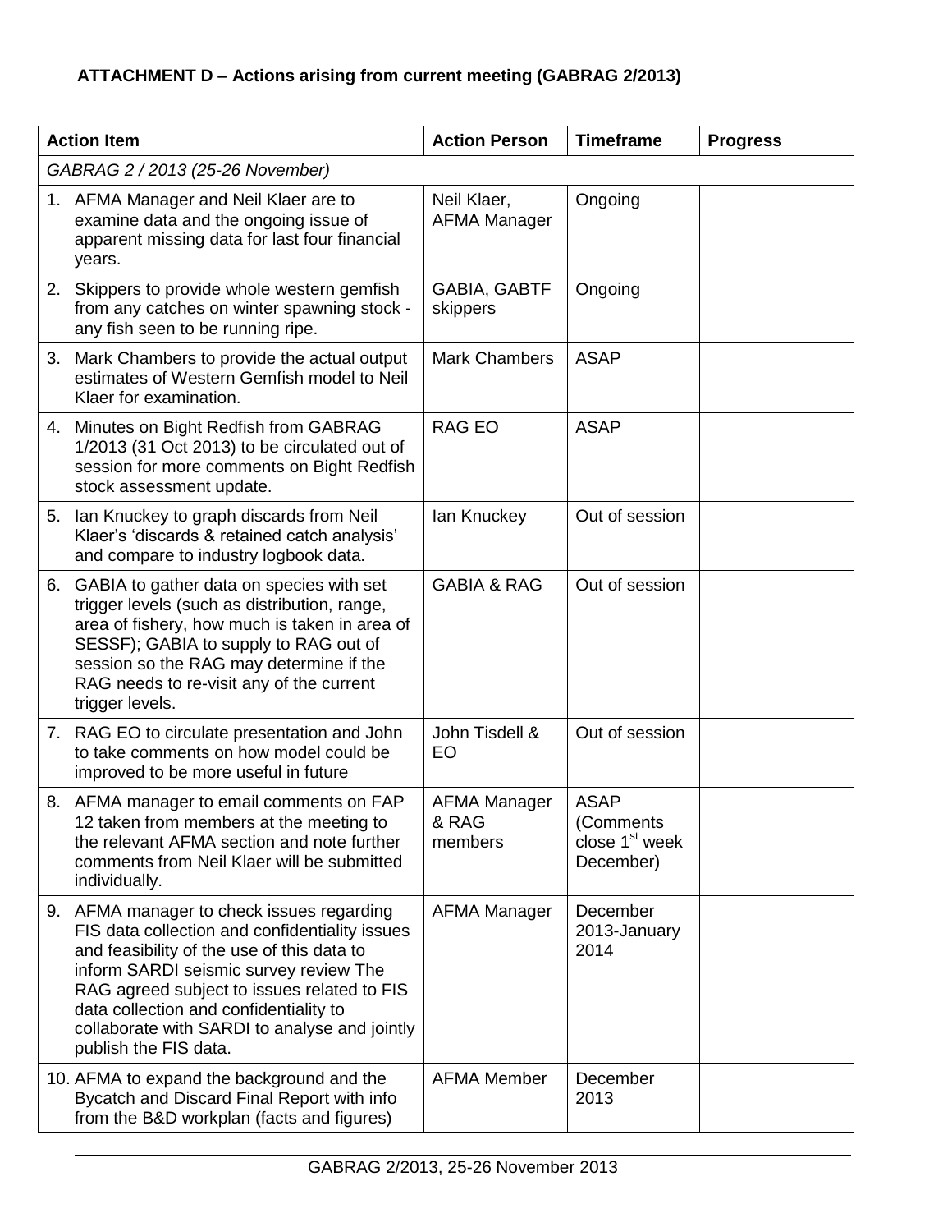**ATTACHMENT D – Actions arising from current meeting (GABRAG 2/2013)**

| Action Item | Action Person | Timeframe | Progress |
|---|---|---|---|
| *GABRAG 2 / 2013 (25-26 November)* | | | |
| 1. AFMA Manager and Neil Klaer are to examine data and the ongoing issue of apparent missing data for last four financial years. | Neil Klaer, AFMA Manager | Ongoing | |
| 2. Skippers to provide whole western gemfish from any catches on winter spawning stock - any fish seen to be running ripe. | GABIA, GABTF skippers | Ongoing | |
| 3. Mark Chambers to provide the actual output estimates of Western Gemfish model to Neil Klaer for examination. | Mark Chambers | ASAP | |
| 4. Minutes on Bight Redfish from GABRAG 1/2013 (31 Oct 2013) to be circulated out of session for more comments on Bight Redfish stock assessment update. | RAG EO | ASAP | |
| 5. Ian Knuckey to graph discards from Neil Klaer's 'discards & retained catch analysis' and compare to industry logbook data. | Ian Knuckey | Out of session | |
| 6. GABIA to gather data on species with set trigger levels (such as distribution, range, area of fishery, how much is taken in area of SESSF); GABIA to supply to RAG out of session so the RAG may determine if the RAG needs to re-visit any of the current trigger levels. | GABIA & RAG | Out of session | |
| 7. RAG EO to circulate presentation and John to take comments on how model could be improved to be more useful in future | John Tisdell & EO | Out of session | |
| 8. AFMA manager to email comments on FAP 12 taken from members at the meeting to the relevant AFMA section and note further comments from Neil Klaer will be submitted individually. | AFMA Manager & RAG members | ASAP (Comments close 1st week December) | |
| 9. AFMA manager to check issues regarding FIS data collection and confidentiality issues and feasibility of the use of this data to inform SARDI seismic survey review The RAG agreed subject to issues related to FIS data collection and confidentiality to collaborate with SARDI to analyse and jointly publish the FIS data. | AFMA Manager | December 2013-January 2014 | |
| 10. AFMA to expand the background and the Bycatch and Discard Final Report with info from the B&D workplan (facts and figures) | AFMA Member | December 2013 | |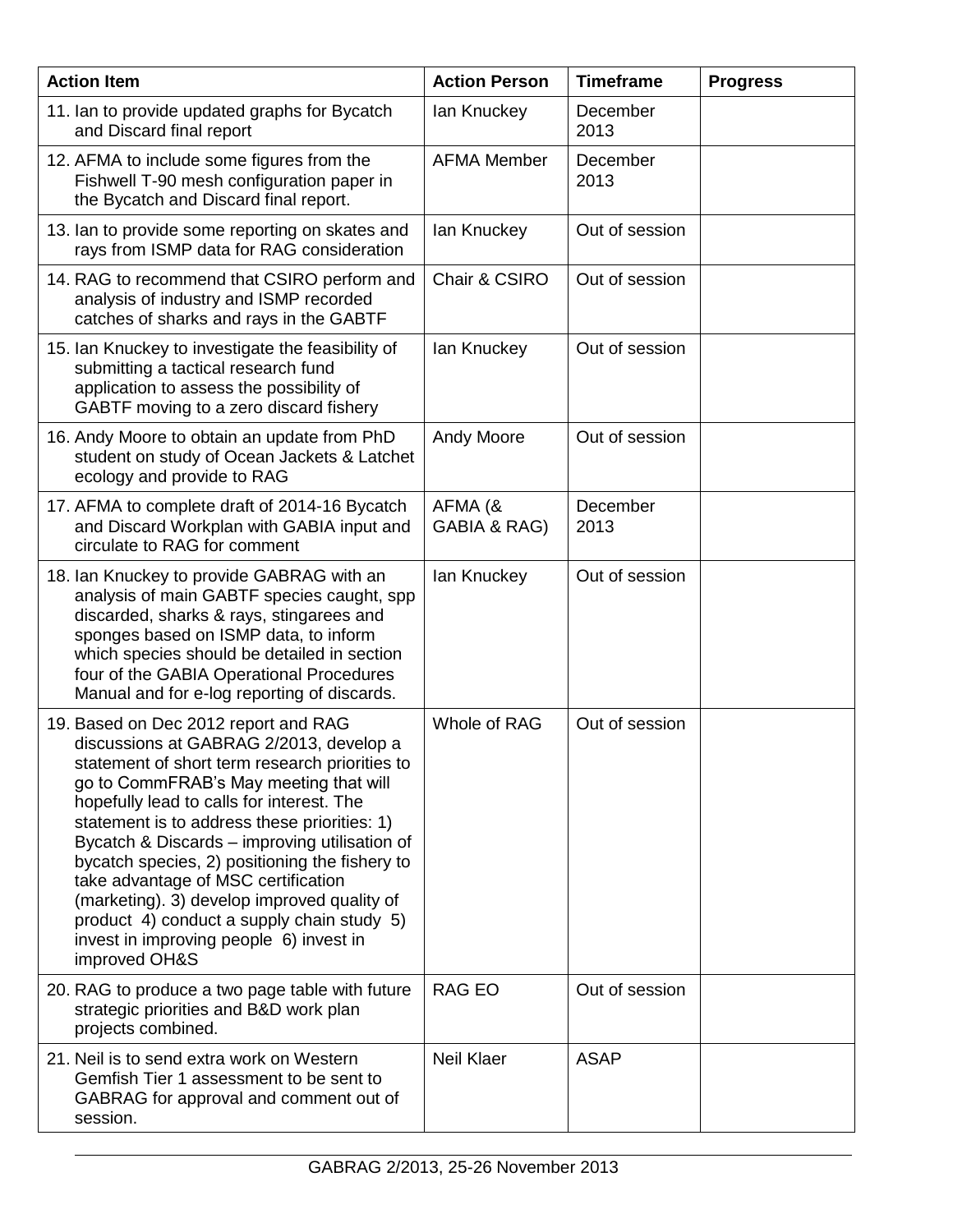| Action Item | Action Person | Timeframe | Progress |
|---|---|---|---|
| 11. Ian to provide updated graphs for Bycatch and Discard final report | Ian Knuckey | December 2013 | |
| 12. AFMA to include some figures from the Fishwell T-90 mesh configuration paper in the Bycatch and Discard final report. | AFMA Member | December 2013 | |
| 13. Ian to provide some reporting on skates and rays from ISMP data for RAG consideration | Ian Knuckey | Out of session | |
| 14. RAG to recommend that CSIRO perform and analysis of industry and ISMP recorded catches of sharks and rays in the GABTF | Chair & CSIRO | Out of session | |
| 15. Ian Knuckey to investigate the feasibility of submitting a tactical research fund application to assess the possibility of GABTF moving to a zero discard fishery | Ian Knuckey | Out of session | |
| 16. Andy Moore to obtain an update from PhD student on study of Ocean Jackets & Latchet ecology and provide to RAG | Andy Moore | Out of session | |
| 17. AFMA to complete draft of 2014-16 Bycatch and Discard Workplan with GABIA input and circulate to RAG for comment | AFMA (& GABIA & RAG) | December 2013 | |
| 18. Ian Knuckey to provide GABRAG with an analysis of main GABTF species caught, spp discarded, sharks & rays, stingarees and sponges based on ISMP data, to inform which species should be detailed in section four of the GABIA Operational Procedures Manual and for e-log reporting of discards. | Ian Knuckey | Out of session | |
| 19. Based on Dec 2012 report and RAG discussions at GABRAG 2/2013, develop a statement of short term research priorities to go to CommFRAB's May meeting that will hopefully lead to calls for interest. The statement is to address these priorities: 1) Bycatch & Discards – improving utilisation of bycatch species, 2) positioning the fishery to take advantage of MSC certification (marketing). 3) develop improved quality of product 4) conduct a supply chain study 5) invest in improving people 6) invest in improved OH&S | Whole of RAG | Out of session | |
| 20. RAG to produce a two page table with future strategic priorities and B&D work plan projects combined. | RAG EO | Out of session | |
| 21. Neil is to send extra work on Western Gemfish Tier 1 assessment to be sent to GABRAG for approval and comment out of session. | Neil Klaer | ASAP | |